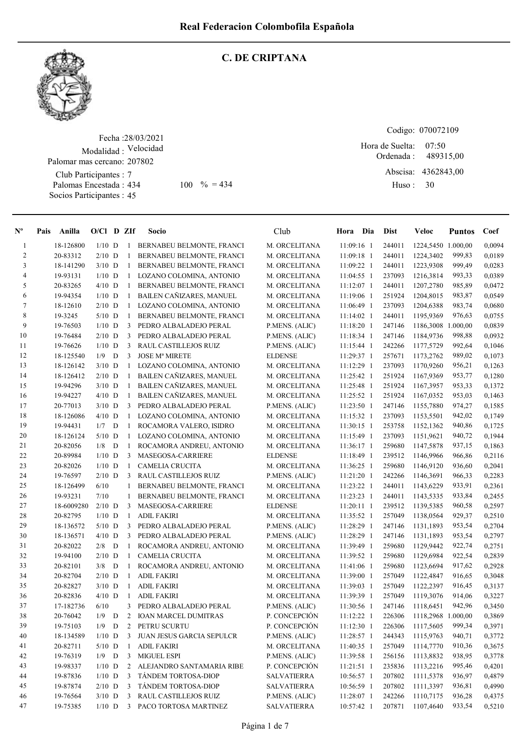# Real Federacion Colombofila Española

## C. DE CRIPTANA

Fecha :28/03/2021
Modalidad : Velocidad
Palomar mas cercano: 207802
Club Participantes : 7
Palomas Encestada : 434 100 % = 434
Socios Participantes : 45

Codigo: 070072109
Hora de Suelta: 07:50
Ordenada : 489315,00
Abscisa: 4362843,00
Huso : 30

| Nº | Pais | Anilla | O/Cl | D | ZIf | Socio | Club | Hora | Dia | Dist | Veloc | Puntos | Coef |
|---|---|---|---|---|---|---|---|---|---|---|---|---|---|
| 1 | | 18-126800 | 1/10 | D | 1 | BERNABEU BELMONTE, FRANCI | M. ORCELITANA | 11:09:16 | 1 | 244011 | 1224,5450 | 1.000,00 | 0,0094 |
| 2 | | 20-83312 | 2/10 | D | 1 | BERNABEU BELMONTE, FRANCI | M. ORCELITANA | 11:09:18 | 1 | 244011 | 1224,3402 | 999,83 | 0,0189 |
| 3 | | 18-141290 | 3/10 | D | 1 | BERNABEU BELMONTE, FRANCI | M. ORCELITANA | 11:09:22 | 1 | 244011 | 1223,9308 | 999,49 | 0,0283 |
| 4 | | 19-93131 | 1/10 | D | 1 | LOZANO COLOMINA, ANTONIO | M. ORCELITANA | 11:04:55 | 1 | 237093 | 1216,3814 | 993,33 | 0,0389 |
| 5 | | 20-83265 | 4/10 | D | 1 | BERNABEU BELMONTE, FRANCI | M. ORCELITANA | 11:12:07 | 1 | 244011 | 1207,2780 | 985,89 | 0,0472 |
| 6 | | 19-94354 | 1/10 | D | 1 | BAILEN CAÑIZARES, MANUEL | M. ORCELITANA | 11:19:06 | 1 | 251924 | 1204,8015 | 983,87 | 0,0549 |
| 7 | | 18-12610 | 2/10 | D | 1 | LOZANO COLOMINA, ANTONIO | M. ORCELITANA | 11:06:49 | 1 | 237093 | 1204,6388 | 983,74 | 0,0680 |
| 8 | | 19-3245 | 5/10 | D | 1 | BERNABEU BELMONTE, FRANCI | M. ORCELITANA | 11:14:02 | 1 | 244011 | 1195,9369 | 976,63 | 0,0755 |
| 9 | | 19-76503 | 1/10 | D | 3 | PEDRO ALBALADEJO PERAL | P.MENS. (ALIC) | 11:18:20 | 1 | 247146 | 1186,3008 | 1.000,00 | 0,0839 |
| 10 | | 19-76484 | 2/10 | D | 3 | PEDRO ALBALADEJO PERAL | P.MENS. (ALIC) | 11:18:34 | 1 | 247146 | 1184,9736 | 998,88 | 0,0932 |
| 11 | | 19-76626 | 1/10 | D | 3 | RAUL CASTILLEJOS RUIZ | P.MENS. (ALIC) | 11:15:44 | 1 | 242266 | 1177,5729 | 992,64 | 0,1046 |
| 12 | | 18-125540 | 1/9 | D | 3 | JOSE Mª MIRETE | ELDENSE | 11:29:37 | 1 | 257671 | 1173,2762 | 989,02 | 0,1073 |
| 13 | | 18-126142 | 3/10 | D | 1 | LOZANO COLOMINA, ANTONIO | M. ORCELITANA | 11:12:29 | 1 | 237093 | 1170,9260 | 956,21 | 0,1263 |
| 14 | | 18-126412 | 2/10 | D | 1 | BAILEN CAÑIZARES, MANUEL | M. ORCELITANA | 11:25:42 | 1 | 251924 | 1167,9369 | 953,77 | 0,1280 |
| 15 | | 19-94296 | 3/10 | D | 1 | BAILEN CAÑIZARES, MANUEL | M. ORCELITANA | 11:25:48 | 1 | 251924 | 1167,3957 | 953,33 | 0,1372 |
| 16 | | 19-94227 | 4/10 | D | 1 | BAILEN CAÑIZARES, MANUEL | M. ORCELITANA | 11:25:52 | 1 | 251924 | 1167,0352 | 953,03 | 0,1463 |
| 17 | | 20-77013 | 3/10 | D | 3 | PEDRO ALBALADEJO PERAL | P.MENS. (ALIC) | 11:23:50 | 1 | 247146 | 1155,7880 | 974,27 | 0,1585 |
| 18 | | 18-126086 | 4/10 | D | 1 | LOZANO COLOMINA, ANTONIO | M. ORCELITANA | 11:15:32 | 1 | 237093 | 1153,5501 | 942,02 | 0,1749 |
| 19 | | 19-94431 | 1/7 | D | 1 | ROCAMORA VALERO, ISIDRO | M. ORCELITANA | 11:30:15 | 1 | 253758 | 1152,1362 | 940,86 | 0,1725 |
| 20 | | 18-126124 | 5/10 | D | 1 | LOZANO COLOMINA, ANTONIO | M. ORCELITANA | 11:15:49 | 1 | 237093 | 1151,9621 | 940,72 | 0,1944 |
| 21 | | 20-82056 | 1/8 | D | 1 | ROCAMORA ANDREU, ANTONIO | M. ORCELITANA | 11:36:17 | 1 | 259680 | 1147,5878 | 937,15 | 0,1863 |
| 22 | | 20-89984 | 1/10 | D | 3 | MASEGOSA-CARRIERE | ELDENSE | 11:18:49 | 1 | 239512 | 1146,9966 | 966,86 | 0,2116 |
| 23 | | 20-82026 | 1/10 | D | 1 | CAMELIA CRUCITA | M. ORCELITANA | 11:36:25 | 1 | 259680 | 1146,9120 | 936,60 | 0,2041 |
| 24 | | 19-76597 | 2/10 | D | 3 | RAUL CASTILLEJOS RUIZ | P.MENS. (ALIC) | 11:21:20 | 1 | 242266 | 1146,3691 | 966,33 | 0,2283 |
| 25 | | 18-126499 | 6/10 | | 1 | BERNABEU BELMONTE, FRANCI | M. ORCELITANA | 11:23:22 | 1 | 244011 | 1143,6229 | 933,91 | 0,2361 |
| 26 | | 19-93231 | 7/10 | | 1 | BERNABEU BELMONTE, FRANCI | M. ORCELITANA | 11:23:23 | 1 | 244011 | 1143,5335 | 933,84 | 0,2455 |
| 27 | | 18-6009280 | 2/10 | D | 3 | MASEGOSA-CARRIERE | ELDENSE | 11:20:11 | 1 | 239512 | 1139,5385 | 960,58 | 0,2597 |
| 28 | | 20-82795 | 1/10 | D | 1 | ADIL FAKIRI | M. ORCELITANA | 11:35:52 | 1 | 257049 | 1138,0564 | 929,37 | 0,2510 |
| 29 | | 18-136572 | 5/10 | D | 3 | PEDRO ALBALADEJO PERAL | P.MENS. (ALIC) | 11:28:29 | 1 | 247146 | 1131,1893 | 953,54 | 0,2704 |
| 30 | | 18-136571 | 4/10 | D | 3 | PEDRO ALBALADEJO PERAL | P.MENS. (ALIC) | 11:28:29 | 1 | 247146 | 1131,1893 | 953,54 | 0,2797 |
| 31 | | 20-82022 | 2/8 | D | 1 | ROCAMORA ANDREU, ANTONIO | M. ORCELITANA | 11:39:49 | 1 | 259680 | 1129,9442 | 922,74 | 0,2751 |
| 32 | | 19-94100 | 2/10 | D | 1 | CAMELIA CRUCITA | M. ORCELITANA | 11:39:52 | 1 | 259680 | 1129,6984 | 922,54 | 0,2839 |
| 33 | | 20-82101 | 3/8 | D | 1 | ROCAMORA ANDREU, ANTONIO | M. ORCELITANA | 11:41:06 | 1 | 259680 | 1123,6694 | 917,62 | 0,2928 |
| 34 | | 20-82704 | 2/10 | D | 1 | ADIL FAKIRI | M. ORCELITANA | 11:39:00 | 1 | 257049 | 1122,4847 | 916,65 | 0,3048 |
| 35 | | 20-82827 | 3/10 | D | 1 | ADIL FAKIRI | M. ORCELITANA | 11:39:03 | 1 | 257049 | 1122,2397 | 916,45 | 0,3137 |
| 36 | | 20-82836 | 4/10 | D | 1 | ADIL FAKIRI | M. ORCELITANA | 11:39:39 | 1 | 257049 | 1119,3076 | 914,06 | 0,3227 |
| 37 | | 17-182736 | 6/10 | | 3 | PEDRO ALBALADEJO PERAL | P.MENS. (ALIC) | 11:30:56 | 1 | 247146 | 1118,6451 | 942,96 | 0,3450 |
| 38 | | 20-76042 | 1/9 | D | 2 | IOAN MARCEL DUMITRAS | P. CONCEPCIÓN | 11:12:22 | 1 | 226306 | 1118,2968 | 1.000,00 | 0,3869 |
| 39 | | 19-75103 | 1/9 | D | 2 | PETRU SCURTU | P. CONCEPCIÓN | 11:12:30 | 1 | 226306 | 1117,5605 | 999,34 | 0,3971 |
| 40 | | 18-134589 | 1/10 | D | 3 | JUAN JESUS GARCIA SEPULCR | P.MENS. (ALIC) | 11:28:57 | 1 | 244343 | 1115,9763 | 940,71 | 0,3772 |
| 41 | | 20-82711 | 5/10 | D | 1 | ADIL FAKIRI | M. ORCELITANA | 11:40:35 | 1 | 257049 | 1114,7770 | 910,36 | 0,3675 |
| 42 | | 19-76319 | 1/9 | D | 3 | MIGUEL ESPI | P.MENS. (ALIC) | 11:39:58 | 1 | 256156 | 1113,8832 | 938,95 | 0,3778 |
| 43 | | 19-98337 | 1/10 | D | 2 | ALEJANDRO SANTAMARIA RIBE | P. CONCEPCIÓN | 11:21:51 | 1 | 235836 | 1113,2216 | 995,46 | 0,4201 |
| 44 | | 19-87836 | 1/10 | D | 3 | TÁNDEM TORTOSA-DIOP | SALVATIERRA | 10:56:57 | 1 | 207802 | 1111,5378 | 936,97 | 0,4879 |
| 45 | | 19-87874 | 2/10 | D | 3 | TÁNDEM TORTOSA-DIOP | SALVATIERRA | 10:56:59 | 1 | 207802 | 1111,3397 | 936,81 | 0,4990 |
| 46 | | 19-76564 | 3/10 | D | 3 | RAUL CASTILLEJOS RUIZ | P.MENS. (ALIC) | 11:28:07 | 1 | 242266 | 1110,7175 | 936,28 | 0,4375 |
| 47 | | 19-75385 | 1/10 | D | 3 | PACO TORTOSA MARTINEZ | SALVATIERRA | 10:57:42 | 1 | 207871 | 1107,4640 | 933,54 | 0,5210 |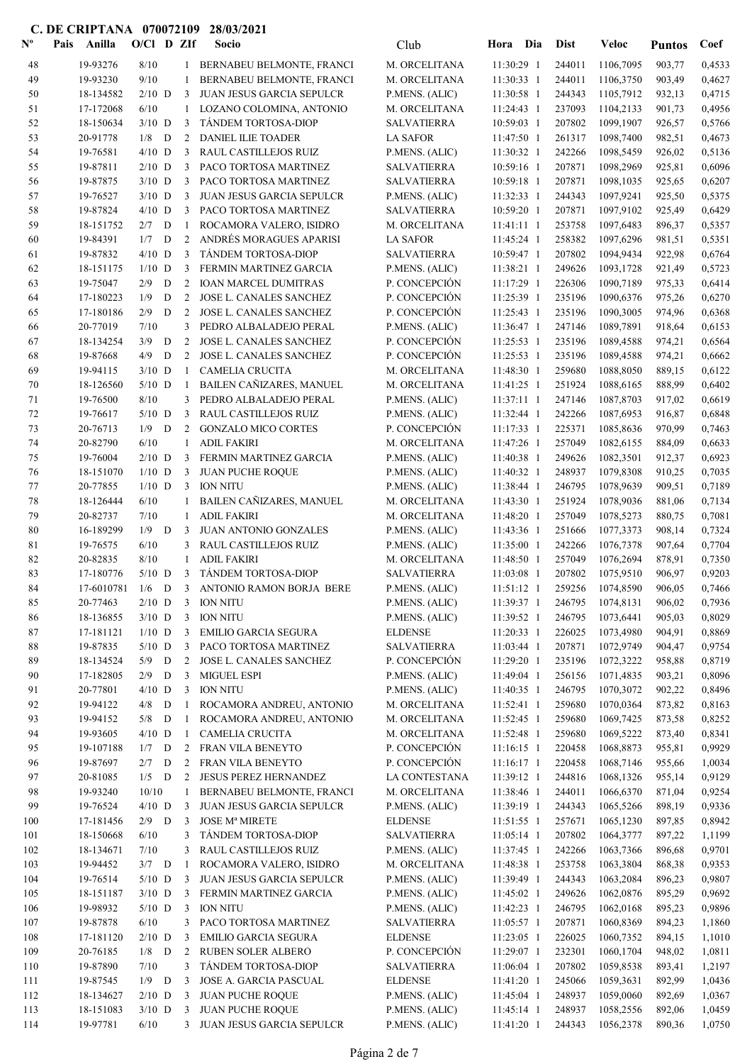**C. DE CRIPTANA 070072109 28/03/2021**

| Nº | Pais | Anilla | O/Cl | D | ZIf | Socio | Club | Hora | Dia | Dist | Veloc | Puntos | Coef |
|---|---|---|---|---|---|---|---|---|---|---|---|---|---|
| 48 | | 19-93276 | 8/10 | | 1 | BERNABEU BELMONTE, FRANCI | M. ORCELITANA | 11:30:29 | 1 | 244011 | 1106,7095 | 903,77 | 0,4533 |
| 49 | | 19-93230 | 9/10 | | 1 | BERNABEU BELMONTE, FRANCI | M. ORCELITANA | 11:30:33 | 1 | 244011 | 1106,3750 | 903,49 | 0,4627 |
| 50 | | 18-134582 | 2/10 | D | 3 | JUAN JESUS GARCIA SEPULCR | P.MENS. (ALIC) | 11:30:58 | 1 | 244343 | 1105,7912 | 932,13 | 0,4715 |
| 51 | | 17-172068 | 6/10 | | 1 | LOZANO COLOMINA, ANTONIO | M. ORCELITANA | 11:24:43 | 1 | 237093 | 1104,2133 | 901,73 | 0,4956 |
| 52 | | 18-150634 | 3/10 | D | 3 | TÁNDEM TORTOSA-DIOP | SALVATIERRA | 10:59:03 | 1 | 207802 | 1099,1907 | 926,57 | 0,5766 |
| 53 | | 20-91778 | 1/8 | D | 2 | DANIEL ILIE TOADER | LA SAFOR | 11:47:50 | 1 | 261317 | 1098,7400 | 982,51 | 0,4673 |
| 54 | | 19-76581 | 4/10 | D | 3 | RAUL CASTILLEJOS RUIZ | P.MENS. (ALIC) | 11:30:32 | 1 | 242266 | 1098,5459 | 926,02 | 0,5136 |
| 55 | | 19-87811 | 2/10 | D | 3 | PACO TORTOSA MARTINEZ | SALVATIERRA | 10:59:16 | 1 | 207871 | 1098,2969 | 925,81 | 0,6096 |
| 56 | | 19-87875 | 3/10 | D | 3 | PACO TORTOSA MARTINEZ | SALVATIERRA | 10:59:18 | 1 | 207871 | 1098,1035 | 925,65 | 0,6207 |
| 57 | | 19-76527 | 3/10 | D | 3 | JUAN JESUS GARCIA SEPULCR | P.MENS. (ALIC) | 11:32:33 | 1 | 244343 | 1097,9241 | 925,50 | 0,5375 |
| 58 | | 19-87824 | 4/10 | D | 3 | PACO TORTOSA MARTINEZ | SALVATIERRA | 10:59:20 | 1 | 207871 | 1097,9102 | 925,49 | 0,6429 |
| 59 | | 18-151752 | 2/7 | D | 1 | ROCAMORA VALERO, ISIDRO | M. ORCELITANA | 11:41:11 | 1 | 253758 | 1097,6483 | 896,37 | 0,5357 |
| 60 | | 19-84391 | 1/7 | D | 2 | ANDRÉS MORAGUES APARISI | LA SAFOR | 11:45:24 | 1 | 258382 | 1097,6296 | 981,51 | 0,5351 |
| 61 | | 19-87832 | 4/10 | D | 3 | TÁNDEM TORTOSA-DIOP | SALVATIERRA | 10:59:47 | 1 | 207802 | 1094,9434 | 922,98 | 0,6764 |
| 62 | | 18-151175 | 1/10 | D | 3 | FERMIN MARTINEZ GARCIA | P.MENS. (ALIC) | 11:38:21 | 1 | 249626 | 1093,1728 | 921,49 | 0,5723 |
| 63 | | 19-75047 | 2/9 | D | 2 | IOAN MARCEL DUMITRAS | P. CONCEPCIÓN | 11:17:29 | 1 | 226306 | 1090,7189 | 975,33 | 0,6414 |
| 64 | | 17-180223 | 1/9 | D | 2 | JOSE L. CANALES SANCHEZ | P. CONCEPCIÓN | 11:25:39 | 1 | 235196 | 1090,6376 | 975,26 | 0,6270 |
| 65 | | 17-180186 | 2/9 | D | 2 | JOSE L. CANALES SANCHEZ | P. CONCEPCIÓN | 11:25:43 | 1 | 235196 | 1090,3005 | 974,96 | 0,6368 |
| 66 | | 20-77019 | 7/10 | | 3 | PEDRO ALBALADEJO PERAL | P.MENS. (ALIC) | 11:36:47 | 1 | 247146 | 1089,7891 | 918,64 | 0,6153 |
| 67 | | 18-134254 | 3/9 | D | 2 | JOSE L. CANALES SANCHEZ | P. CONCEPCIÓN | 11:25:53 | 1 | 235196 | 1089,4588 | 974,21 | 0,6564 |
| 68 | | 19-87668 | 4/9 | D | 2 | JOSE L. CANALES SANCHEZ | P. CONCEPCIÓN | 11:25:53 | 1 | 235196 | 1089,4588 | 974,21 | 0,6662 |
| 69 | | 19-94115 | 3/10 | D | 1 | CAMELIA CRUCITA | M. ORCELITANA | 11:48:30 | 1 | 259680 | 1088,8050 | 889,15 | 0,6122 |
| 70 | | 18-126560 | 5/10 | D | 1 | BAILEN CAÑIZARES, MANUEL | M. ORCELITANA | 11:41:25 | 1 | 251924 | 1088,6165 | 888,99 | 0,6402 |
| 71 | | 19-76500 | 8/10 | | 3 | PEDRO ALBALADEJO PERAL | P.MENS. (ALIC) | 11:37:11 | 1 | 247146 | 1087,8703 | 917,02 | 0,6619 |
| 72 | | 19-76617 | 5/10 | D | 3 | RAUL CASTILLEJOS RUIZ | P.MENS. (ALIC) | 11:32:44 | 1 | 242266 | 1087,6953 | 916,87 | 0,6848 |
| 73 | | 20-76713 | 1/9 | D | 2 | GONZALO MICO CORTES | P. CONCEPCIÓN | 11:17:33 | 1 | 225371 | 1085,8636 | 970,99 | 0,7463 |
| 74 | | 20-82790 | 6/10 | | 1 | ADIL FAKIRI | M. ORCELITANA | 11:47:26 | 1 | 257049 | 1082,6155 | 884,09 | 0,6633 |
| 75 | | 19-76004 | 2/10 | D | 3 | FERMIN MARTINEZ GARCIA | P.MENS. (ALIC) | 11:40:38 | 1 | 249626 | 1082,3501 | 912,37 | 0,6923 |
| 76 | | 18-151070 | 1/10 | D | 3 | JUAN PUCHE ROQUE | P.MENS. (ALIC) | 11:40:32 | 1 | 248937 | 1079,8308 | 910,25 | 0,7035 |
| 77 | | 20-77855 | 1/10 | D | 3 | ION NITU | P.MENS. (ALIC) | 11:38:44 | 1 | 246795 | 1078,9639 | 909,51 | 0,7189 |
| 78 | | 18-126444 | 6/10 | | 1 | BAILEN CAÑIZARES, MANUEL | M. ORCELITANA | 11:43:30 | 1 | 251924 | 1078,9036 | 881,06 | 0,7134 |
| 79 | | 20-82737 | 7/10 | | 1 | ADIL FAKIRI | M. ORCELITANA | 11:48:20 | 1 | 257049 | 1078,5273 | 880,75 | 0,7081 |
| 80 | | 16-189299 | 1/9 | D | 3 | JUAN ANTONIO GONZALES | P.MENS. (ALIC) | 11:43:36 | 1 | 251666 | 1077,3373 | 908,14 | 0,7324 |
| 81 | | 19-76575 | 6/10 | | 3 | RAUL CASTILLEJOS RUIZ | P.MENS. (ALIC) | 11:35:00 | 1 | 242266 | 1076,7378 | 907,64 | 0,7704 |
| 82 | | 20-82835 | 8/10 | | 1 | ADIL FAKIRI | M. ORCELITANA | 11:48:50 | 1 | 257049 | 1076,2694 | 878,91 | 0,7350 |
| 83 | | 17-180776 | 5/10 | D | 3 | TÁNDEM TORTOSA-DIOP | SALVATIERRA | 11:03:08 | 1 | 207802 | 1075,9510 | 906,97 | 0,9203 |
| 84 | | 17-6010781 | 1/6 | D | 3 | ANTONIO RAMON BORJA BERE | P.MENS. (ALIC) | 11:51:12 | 1 | 259256 | 1074,8590 | 906,05 | 0,7466 |
| 85 | | 20-77463 | 2/10 | D | 3 | ION NITU | P.MENS. (ALIC) | 11:39:37 | 1 | 246795 | 1074,8131 | 906,02 | 0,7936 |
| 86 | | 18-136855 | 3/10 | D | 3 | ION NITU | P.MENS. (ALIC) | 11:39:52 | 1 | 246795 | 1073,6441 | 905,03 | 0,8029 |
| 87 | | 17-181121 | 1/10 | D | 3 | EMILIO GARCIA SEGURA | ELDENSE | 11:20:33 | 1 | 226025 | 1073,4980 | 904,91 | 0,8869 |
| 88 | | 19-87835 | 5/10 | D | 3 | PACO TORTOSA MARTINEZ | SALVATIERRA | 11:03:44 | 1 | 207871 | 1072,9749 | 904,47 | 0,9754 |
| 89 | | 18-134524 | 5/9 | D | 2 | JOSE L. CANALES SANCHEZ | P. CONCEPCIÓN | 11:29:20 | 1 | 235196 | 1072,3222 | 958,88 | 0,8719 |
| 90 | | 17-182805 | 2/9 | D | 3 | MIGUEL ESPI | P.MENS. (ALIC) | 11:49:04 | 1 | 256156 | 1071,4835 | 903,21 | 0,8096 |
| 91 | | 20-77801 | 4/10 | D | 3 | ION NITU | P.MENS. (ALIC) | 11:40:35 | 1 | 246795 | 1070,3072 | 902,22 | 0,8496 |
| 92 | | 19-94122 | 4/8 | D | 1 | ROCAMORA ANDREU, ANTONIO | M. ORCELITANA | 11:52:41 | 1 | 259680 | 1070,0364 | 873,82 | 0,8163 |
| 93 | | 19-94152 | 5/8 | D | 1 | ROCAMORA ANDREU, ANTONIO | M. ORCELITANA | 11:52:45 | 1 | 259680 | 1069,7425 | 873,58 | 0,8252 |
| 94 | | 19-93605 | 4/10 | D | 1 | CAMELIA CRUCITA | M. ORCELITANA | 11:52:48 | 1 | 259680 | 1069,5222 | 873,40 | 0,8341 |
| 95 | | 19-107188 | 1/7 | D | 2 | FRAN VILA BENEYTO | P. CONCEPCIÓN | 11:16:15 | 1 | 220458 | 1068,8873 | 955,81 | 0,9929 |
| 96 | | 19-87697 | 2/7 | D | 2 | FRAN VILA BENEYTO | P. CONCEPCIÓN | 11:16:17 | 1 | 220458 | 1068,7146 | 955,66 | 1,0034 |
| 97 | | 20-81085 | 1/5 | D | 2 | JESUS PEREZ HERNANDEZ | LA CONTESTANA | 11:39:12 | 1 | 244816 | 1068,1326 | 955,14 | 0,9129 |
| 98 | | 19-93240 | 10/10 | | 1 | BERNABEU BELMONTE, FRANCI | M. ORCELITANA | 11:38:46 | 1 | 244011 | 1066,6370 | 871,04 | 0,9254 |
| 99 | | 19-76524 | 4/10 | D | 3 | JUAN JESUS GARCIA SEPULCR | P.MENS. (ALIC) | 11:39:19 | 1 | 244343 | 1065,5266 | 898,19 | 0,9336 |
| 100 | | 17-181456 | 2/9 | D | 3 | JOSE Mª MIRETE | ELDENSE | 11:51:55 | 1 | 257671 | 1065,1230 | 897,85 | 0,8942 |
| 101 | | 18-150668 | 6/10 | | 3 | TÁNDEM TORTOSA-DIOP | SALVATIERRA | 11:05:14 | 1 | 207802 | 1064,3777 | 897,22 | 1,1199 |
| 102 | | 18-134671 | 7/10 | | 3 | RAUL CASTILLEJOS RUIZ | P.MENS. (ALIC) | 11:37:45 | 1 | 242266 | 1063,7366 | 896,68 | 0,9701 |
| 103 | | 19-94452 | 3/7 | D | 1 | ROCAMORA VALERO, ISIDRO | M. ORCELITANA | 11:48:38 | 1 | 253758 | 1063,3804 | 868,38 | 0,9353 |
| 104 | | 19-76514 | 5/10 | D | 3 | JUAN JESUS GARCIA SEPULCR | P.MENS. (ALIC) | 11:39:49 | 1 | 244343 | 1063,2084 | 896,23 | 0,9807 |
| 105 | | 18-151187 | 3/10 | D | 3 | FERMIN MARTINEZ GARCIA | P.MENS. (ALIC) | 11:45:02 | 1 | 249626 | 1062,0876 | 895,29 | 0,9692 |
| 106 | | 19-98932 | 5/10 | D | 3 | ION NITU | P.MENS. (ALIC) | 11:42:23 | 1 | 246795 | 1062,0168 | 895,23 | 0,9896 |
| 107 | | 19-87878 | 6/10 | | 3 | PACO TORTOSA MARTINEZ | SALVATIERRA | 11:05:57 | 1 | 207871 | 1060,8369 | 894,23 | 1,1860 |
| 108 | | 17-181120 | 2/10 | D | 3 | EMILIO GARCIA SEGURA | ELDENSE | 11:23:05 | 1 | 226025 | 1060,7352 | 894,15 | 1,1010 |
| 109 | | 20-76185 | 1/8 | D | 2 | RUBEN SOLER ALBERO | P. CONCEPCIÓN | 11:29:07 | 1 | 232301 | 1060,1704 | 948,02 | 1,0811 |
| 110 | | 19-87890 | 7/10 | | 3 | TÁNDEM TORTOSA-DIOP | SALVATIERRA | 11:06:04 | 1 | 207802 | 1059,8538 | 893,41 | 1,2197 |
| 111 | | 19-87545 | 1/9 | D | 3 | JOSE A. GARCIA PASCUAL | ELDENSE | 11:41:20 | 1 | 245066 | 1059,3631 | 892,99 | 1,0436 |
| 112 | | 18-134627 | 2/10 | D | 3 | JUAN PUCHE ROQUE | P.MENS. (ALIC) | 11:45:04 | 1 | 248937 | 1059,0060 | 892,69 | 1,0367 |
| 113 | | 18-151083 | 3/10 | D | 3 | JUAN PUCHE ROQUE | P.MENS. (ALIC) | 11:45:14 | 1 | 248937 | 1058,2556 | 892,06 | 1,0459 |
| 114 | | 19-97781 | 6/10 | | 3 | JUAN JESUS GARCIA SEPULCR | P.MENS. (ALIC) | 11:41:20 | 1 | 244343 | 1056,2378 | 890,36 | 1,0750 |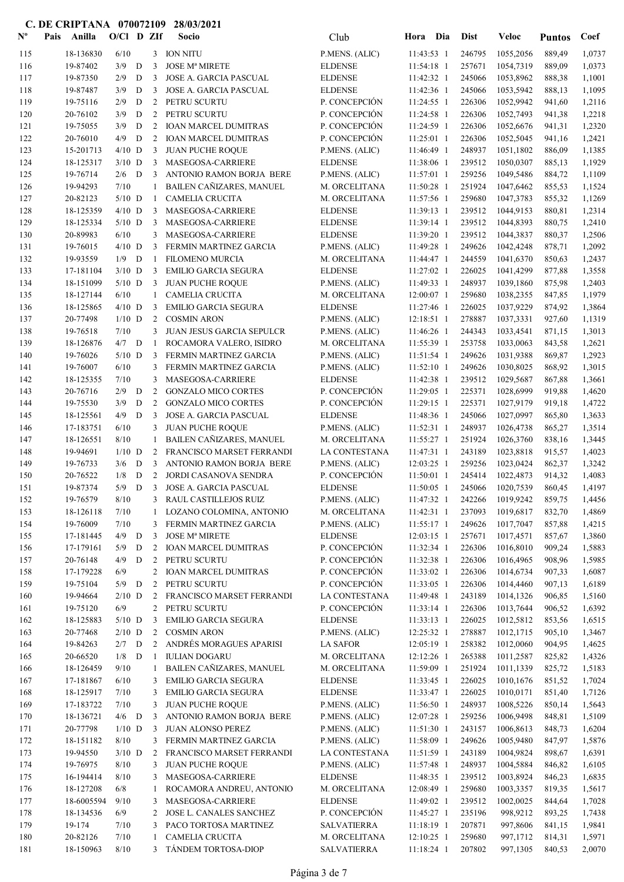**C. DE CRIPTANA 070072109 28/03/2021**

| Nº | Pais | Anilla | O/Cl | D | ZIf | Socio | Club | Hora | Dia | Dist | Veloc | Puntos | Coef |
|---|---|---|---|---|---|---|---|---|---|---|---|---|---|
| 115 | | 18-136830 | 6/10 | | 3 | ION NITU | P.MENS. (ALIC) | 11:43:53 | 1 | 246795 | 1055,2056 | 889,49 | 1,0737 |
| 116 | | 19-87402 | 3/9 | D | 3 | JOSE Mª MIRETE | ELDENSE | 11:54:18 | 1 | 257671 | 1054,7319 | 889,09 | 1,0373 |
| 117 | | 19-87350 | 2/9 | D | 3 | JOSE A. GARCIA PASCUAL | ELDENSE | 11:42:32 | 1 | 245066 | 1053,8962 | 888,38 | 1,1001 |
| 118 | | 19-87487 | 3/9 | D | 3 | JOSE A. GARCIA PASCUAL | ELDENSE | 11:42:36 | 1 | 245066 | 1053,5942 | 888,13 | 1,1095 |
| 119 | | 19-75116 | 2/9 | D | 2 | PETRU SCURTU | P. CONCEPCIÓN | 11:24:55 | 1 | 226306 | 1052,9942 | 941,60 | 1,2116 |
| 120 | | 20-76102 | 3/9 | D | 2 | PETRU SCURTU | P. CONCEPCIÓN | 11:24:58 | 1 | 226306 | 1052,7493 | 941,38 | 1,2218 |
| 121 | | 19-75055 | 3/9 | D | 2 | IOAN MARCEL DUMITRAS | P. CONCEPCIÓN | 11:24:59 | 1 | 226306 | 1052,6676 | 941,31 | 1,2320 |
| 122 | | 20-76010 | 4/9 | D | 2 | IOAN MARCEL DUMITRAS | P. CONCEPCIÓN | 11:25:01 | 1 | 226306 | 1052,5045 | 941,16 | 1,2421 |
| 123 | | 15-201713 | 4/10 | D | 3 | JUAN PUCHE ROQUE | P.MENS. (ALIC) | 11:46:49 | 1 | 248937 | 1051,1802 | 886,09 | 1,1385 |
| 124 | | 18-125317 | 3/10 | D | 3 | MASEGOSA-CARRIERE | ELDENSE | 11:38:06 | 1 | 239512 | 1050,0307 | 885,13 | 1,1929 |
| 125 | | 19-76714 | 2/6 | D | 3 | ANTONIO RAMON BORJA BERE | P.MENS. (ALIC) | 11:57:01 | 1 | 259256 | 1049,5486 | 884,72 | 1,1109 |
| 126 | | 19-94293 | 7/10 | | 1 | BAILEN CAÑIZARES, MANUEL | M. ORCELITANA | 11:50:28 | 1 | 251924 | 1047,6462 | 855,53 | 1,1524 |
| 127 | | 20-82123 | 5/10 | D | 1 | CAMELIA CRUCITA | M. ORCELITANA | 11:57:56 | 1 | 259680 | 1047,3783 | 855,32 | 1,1269 |
| 128 | | 18-125359 | 4/10 | D | 3 | MASEGOSA-CARRIERE | ELDENSE | 11:39:13 | 1 | 239512 | 1044,9153 | 880,81 | 1,2314 |
| 129 | | 18-125334 | 5/10 | D | 3 | MASEGOSA-CARRIERE | ELDENSE | 11:39:14 | 1 | 239512 | 1044,8393 | 880,75 | 1,2410 |
| 130 | | 20-89983 | 6/10 | | 3 | MASEGOSA-CARRIERE | ELDENSE | 11:39:20 | 1 | 239512 | 1044,3837 | 880,37 | 1,2506 |
| 131 | | 19-76015 | 4/10 | D | 3 | FERMIN MARTINEZ GARCIA | P.MENS. (ALIC) | 11:49:28 | 1 | 249626 | 1042,4248 | 878,71 | 1,2092 |
| 132 | | 19-93559 | 1/9 | D | 1 | FILOMENO MURCIA | M. ORCELITANA | 11:44:47 | 1 | 244559 | 1041,6370 | 850,63 | 1,2437 |
| 133 | | 17-181104 | 3/10 | D | 3 | EMILIO GARCIA SEGURA | ELDENSE | 11:27:02 | 1 | 226025 | 1041,4299 | 877,88 | 1,3558 |
| 134 | | 18-151099 | 5/10 | D | 3 | JUAN PUCHE ROQUE | P.MENS. (ALIC) | 11:49:33 | 1 | 248937 | 1039,1860 | 875,98 | 1,2403 |
| 135 | | 18-127144 | 6/10 | | 1 | CAMELIA CRUCITA | M. ORCELITANA | 12:00:07 | 1 | 259680 | 1038,2355 | 847,85 | 1,1979 |
| 136 | | 18-125865 | 4/10 | D | 3 | EMILIO GARCIA SEGURA | ELDENSE | 11:27:46 | 1 | 226025 | 1037,9229 | 874,92 | 1,3864 |
| 137 | | 20-77498 | 1/10 | D | 2 | COSMIN ARON | P.MENS. (ALIC) | 12:18:51 | 1 | 278887 | 1037,3331 | 927,60 | 1,1319 |
| 138 | | 19-76518 | 7/10 | | 3 | JUAN JESUS GARCIA SEPULCR | P.MENS. (ALIC) | 11:46:26 | 1 | 244343 | 1033,4541 | 871,15 | 1,3013 |
| 139 | | 18-126876 | 4/7 | D | 1 | ROCAMORA VALERO, ISIDRO | M. ORCELITANA | 11:55:39 | 1 | 253758 | 1033,0063 | 843,58 | 1,2621 |
| 140 | | 19-76026 | 5/10 | D | 3 | FERMIN MARTINEZ GARCIA | P.MENS. (ALIC) | 11:51:54 | 1 | 249626 | 1031,9388 | 869,87 | 1,2923 |
| 141 | | 19-76007 | 6/10 | | 3 | FERMIN MARTINEZ GARCIA | P.MENS. (ALIC) | 11:52:10 | 1 | 249626 | 1030,8025 | 868,92 | 1,3015 |
| 142 | | 18-125355 | 7/10 | | 3 | MASEGOSA-CARRIERE | ELDENSE | 11:42:38 | 1 | 239512 | 1029,5687 | 867,88 | 1,3661 |
| 143 | | 20-76716 | 2/9 | D | 2 | GONZALO MICO CORTES | P. CONCEPCIÓN | 11:29:05 | 1 | 225371 | 1028,6999 | 919,88 | 1,4620 |
| 144 | | 19-75530 | 3/9 | D | 2 | GONZALO MICO CORTES | P. CONCEPCIÓN | 11:29:15 | 1 | 225371 | 1027,9179 | 919,18 | 1,4722 |
| 145 | | 18-125561 | 4/9 | D | 3 | JOSE A. GARCIA PASCUAL | ELDENSE | 11:48:36 | 1 | 245066 | 1027,0997 | 865,80 | 1,3633 |
| 146 | | 17-183751 | 6/10 | | 3 | JUAN PUCHE ROQUE | P.MENS. (ALIC) | 11:52:31 | 1 | 248937 | 1026,4738 | 865,27 | 1,3514 |
| 147 | | 18-126551 | 8/10 | | 1 | BAILEN CAÑIZARES, MANUEL | M. ORCELITANA | 11:55:27 | 1 | 251924 | 1026,3760 | 838,16 | 1,3445 |
| 148 | | 19-94691 | 1/10 | D | 2 | FRANCISCO MARSET FERRANDI | LA CONTESTANA | 11:47:31 | 1 | 243189 | 1023,8818 | 915,57 | 1,4023 |
| 149 | | 19-76733 | 3/6 | D | 3 | ANTONIO RAMON BORJA BERE | P.MENS. (ALIC) | 12:03:25 | 1 | 259256 | 1023,0424 | 862,37 | 1,3242 |
| 150 | | 20-76522 | 1/8 | D | 2 | JORDI CASANOVA SENDRA | P. CONCEPCIÓN | 11:50:01 | 1 | 245414 | 1022,4873 | 914,32 | 1,4083 |
| 151 | | 19-87374 | 5/9 | D | 3 | JOSE A. GARCIA PASCUAL | ELDENSE | 11:50:05 | 1 | 245066 | 1020,7539 | 860,45 | 1,4197 |
| 152 | | 19-76579 | 8/10 | | 3 | RAUL CASTILLEJOS RUIZ | P.MENS. (ALIC) | 11:47:32 | 1 | 242266 | 1019,9242 | 859,75 | 1,4456 |
| 153 | | 18-126118 | 7/10 | | 1 | LOZANO COLOMINA, ANTONIO | M. ORCELITANA | 11:42:31 | 1 | 237093 | 1019,6817 | 832,70 | 1,4869 |
| 154 | | 19-76009 | 7/10 | | 3 | FERMIN MARTINEZ GARCIA | P.MENS. (ALIC) | 11:55:17 | 1 | 249626 | 1017,7047 | 857,88 | 1,4215 |
| 155 | | 17-181445 | 4/9 | D | 3 | JOSE Mª MIRETE | ELDENSE | 12:03:15 | 1 | 257671 | 1017,4571 | 857,67 | 1,3860 |
| 156 | | 17-179161 | 5/9 | D | 2 | IOAN MARCEL DUMITRAS | P. CONCEPCIÓN | 11:32:34 | 1 | 226306 | 1016,8010 | 909,24 | 1,5883 |
| 157 | | 20-76148 | 4/9 | D | 2 | PETRU SCURTU | P. CONCEPCIÓN | 11:32:38 | 1 | 226306 | 1016,4965 | 908,96 | 1,5985 |
| 158 | | 17-179228 | 6/9 | | 2 | IOAN MARCEL DUMITRAS | P. CONCEPCIÓN | 11:33:02 | 1 | 226306 | 1014,6734 | 907,33 | 1,6087 |
| 159 | | 19-75104 | 5/9 | D | 2 | PETRU SCURTU | P. CONCEPCIÓN | 11:33:05 | 1 | 226306 | 1014,4460 | 907,13 | 1,6189 |
| 160 | | 19-94664 | 2/10 | D | 2 | FRANCISCO MARSET FERRANDI | LA CONTESTANA | 11:49:48 | 1 | 243189 | 1014,1326 | 906,85 | 1,5160 |
| 161 | | 19-75120 | 6/9 | | 2 | PETRU SCURTU | P. CONCEPCIÓN | 11:33:14 | 1 | 226306 | 1013,7644 | 906,52 | 1,6392 |
| 162 | | 18-125883 | 5/10 | D | 3 | EMILIO GARCIA SEGURA | ELDENSE | 11:33:13 | 1 | 226025 | 1012,5812 | 853,56 | 1,6515 |
| 163 | | 20-77468 | 2/10 | D | 2 | COSMIN ARON | P.MENS. (ALIC) | 12:25:32 | 1 | 278887 | 1012,1715 | 905,10 | 1,3467 |
| 164 | | 19-84263 | 2/7 | D | 2 | ANDRÉS MORAGUES APARISI | LA SAFOR | 12:05:19 | 1 | 258382 | 1012,0060 | 904,95 | 1,4625 |
| 165 | | 20-66520 | 1/8 | D | 1 | IULIAN DOGARU | M. ORCELITANA | 12:12:26 | 1 | 265388 | 1011,2587 | 825,82 | 1,4326 |
| 166 | | 18-126459 | 9/10 | | 1 | BAILEN CAÑIZARES, MANUEL | M. ORCELITANA | 11:59:09 | 1 | 251924 | 1011,1339 | 825,72 | 1,5183 |
| 167 | | 17-181867 | 6/10 | | 3 | EMILIO GARCIA SEGURA | ELDENSE | 11:33:45 | 1 | 226025 | 1010,1676 | 851,52 | 1,7024 |
| 168 | | 18-125917 | 7/10 | | 3 | EMILIO GARCIA SEGURA | ELDENSE | 11:33:47 | 1 | 226025 | 1010,0171 | 851,40 | 1,7126 |
| 169 | | 17-183722 | 7/10 | | 3 | JUAN PUCHE ROQUE | P.MENS. (ALIC) | 11:56:50 | 1 | 248937 | 1008,5226 | 850,14 | 1,5643 |
| 170 | | 18-136721 | 4/6 | D | 3 | ANTONIO RAMON BORJA BERE | P.MENS. (ALIC) | 12:07:28 | 1 | 259256 | 1006,9498 | 848,81 | 1,5109 |
| 171 | | 20-77798 | 1/10 | D | 3 | JUAN ALONSO PEREZ | P.MENS. (ALIC) | 11:51:30 | 1 | 243157 | 1006,8613 | 848,73 | 1,6204 |
| 172 | | 18-151182 | 8/10 | | 3 | FERMIN MARTINEZ GARCIA | P.MENS. (ALIC) | 11:58:09 | 1 | 249626 | 1005,9480 | 847,97 | 1,5876 |
| 173 | | 19-94550 | 3/10 | D | 2 | FRANCISCO MARSET FERRANDI | LA CONTESTANA | 11:51:59 | 1 | 243189 | 1004,9824 | 898,67 | 1,6391 |
| 174 | | 19-76975 | 8/10 | | 3 | JUAN PUCHE ROQUE | P.MENS. (ALIC) | 11:57:48 | 1 | 248937 | 1004,5884 | 846,82 | 1,6105 |
| 175 | | 16-194414 | 8/10 | | 3 | MASEGOSA-CARRIERE | ELDENSE | 11:48:35 | 1 | 239512 | 1003,8924 | 846,23 | 1,6835 |
| 176 | | 18-127208 | 6/8 | | 1 | ROCAMORA ANDREU, ANTONIO | M. ORCELITANA | 12:08:49 | 1 | 259680 | 1003,3357 | 819,35 | 1,5617 |
| 177 | | 18-6005594 | 9/10 | | 3 | MASEGOSA-CARRIERE | ELDENSE | 11:49:02 | 1 | 239512 | 1002,0025 | 844,64 | 1,7028 |
| 178 | | 18-134536 | 6/9 | | 2 | JOSE L. CANALES SANCHEZ | P. CONCEPCIÓN | 11:45:27 | 1 | 235196 | 998,9212 | 893,25 | 1,7438 |
| 179 | | 19-174 | 7/10 | | 3 | PACO TORTOSA MARTINEZ | SALVATIERRA | 11:18:19 | 1 | 207871 | 997,8606 | 841,15 | 1,9841 |
| 180 | | 20-82126 | 7/10 | | 1 | CAMELIA CRUCITA | M. ORCELITANA | 12:10:25 | 1 | 259680 | 997,1712 | 814,31 | 1,5971 |
| 181 | | 18-150963 | 8/10 | | 3 | TÁNDEM TORTOSA-DIOP | SALVATIERRA | 11:18:24 | 1 | 207802 | 997,1305 | 840,53 | 2,0070 |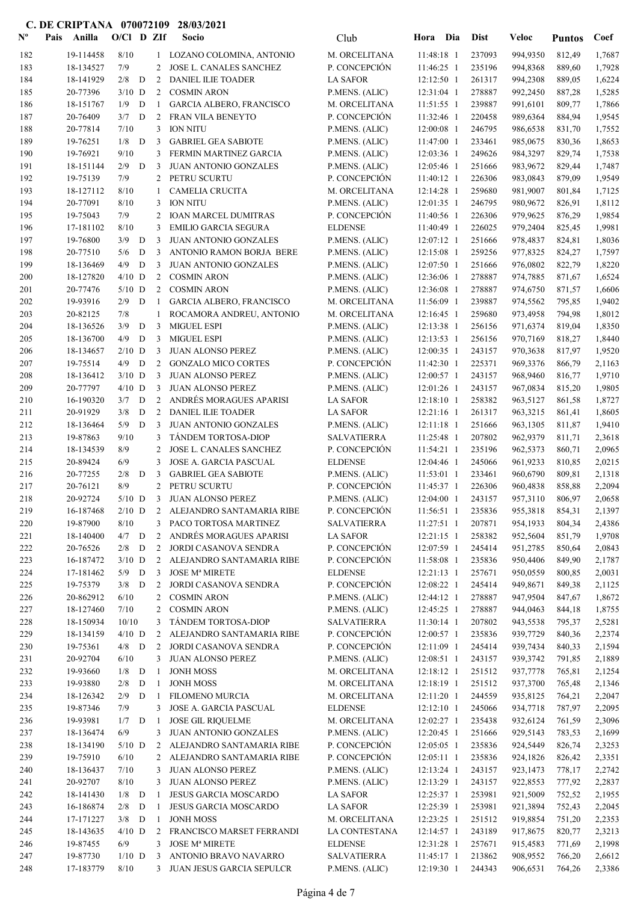**C. DE CRIPTANA 070072109 28/03/2021**

| Nº | Pais | Anilla | O/Cl | D | ZIf | Socio | Club | Hora | Dia | Dist | Veloc | Puntos | Coef |
|---|---|---|---|---|---|---|---|---|---|---|---|---|---|
| 182 | | 19-114458 | 8/10 | | 1 | LOZANO COLOMINA, ANTONIO | M. ORCELITANA | 11:48:18 | 1 | 237093 | 994,9350 | 812,49 | 1,7687 |
| 183 | | 18-134527 | 7/9 | | 2 | JOSE L. CANALES SANCHEZ | P. CONCEPCIÓN | 11:46:25 | 1 | 235196 | 994,8368 | 889,60 | 1,7928 |
| 184 | | 18-141929 | 2/8 | D | 2 | DANIEL ILIE TOADER | LA SAFOR | 12:12:50 | 1 | 261317 | 994,2308 | 889,05 | 1,6224 |
| 185 | | 20-77396 | 3/10 | D | 2 | COSMIN ARON | P.MENS. (ALIC) | 12:31:04 | 1 | 278887 | 992,2450 | 887,28 | 1,5285 |
| 186 | | 18-151767 | 1/9 | D | 1 | GARCIA ALBERO, FRANCISCO | M. ORCELITANA | 11:51:55 | 1 | 239887 | 991,6101 | 809,77 | 1,7866 |
| 187 | | 20-76409 | 3/7 | D | 2 | FRAN VILA BENEYTO | P. CONCEPCIÓN | 11:32:46 | 1 | 220458 | 989,6364 | 884,94 | 1,9545 |
| 188 | | 20-77814 | 7/10 | | 3 | ION NITU | P.MENS. (ALIC) | 12:00:08 | 1 | 246795 | 986,6538 | 831,70 | 1,7552 |
| 189 | | 19-76251 | 1/8 | D | 3 | GABRIEL GEA SABIOTE | P.MENS. (ALIC) | 11:47:00 | 1 | 233461 | 985,0675 | 830,36 | 1,8653 |
| 190 | | 19-76921 | 9/10 | | 3 | FERMIN MARTINEZ GARCIA | P.MENS. (ALIC) | 12:03:36 | 1 | 249626 | 984,3297 | 829,74 | 1,7538 |
| 191 | | 18-151144 | 2/9 | D | 3 | JUAN ANTONIO GONZALES | P.MENS. (ALIC) | 12:05:46 | 1 | 251666 | 983,9672 | 829,44 | 1,7487 |
| 192 | | 19-75139 | 7/9 | | 2 | PETRU SCURTU | P. CONCEPCIÓN | 11:40:12 | 1 | 226306 | 983,0843 | 879,09 | 1,9549 |
| 193 | | 18-127112 | 8/10 | | 1 | CAMELIA CRUCITA | M. ORCELITANA | 12:14:28 | 1 | 259680 | 981,9007 | 801,84 | 1,7125 |
| 194 | | 20-77091 | 8/10 | | 3 | ION NITU | P.MENS. (ALIC) | 12:01:35 | 1 | 246795 | 980,9672 | 826,91 | 1,8112 |
| 195 | | 19-75043 | 7/9 | | 2 | IOAN MARCEL DUMITRAS | P. CONCEPCIÓN | 11:40:56 | 1 | 226306 | 979,9625 | 876,29 | 1,9854 |
| 196 | | 17-181102 | 8/10 | | 3 | EMILIO GARCIA SEGURA | ELDENSE | 11:40:49 | 1 | 226025 | 979,2404 | 825,45 | 1,9981 |
| 197 | | 19-76800 | 3/9 | D | 3 | JUAN ANTONIO GONZALES | P.MENS. (ALIC) | 12:07:12 | 1 | 251666 | 978,4837 | 824,81 | 1,8036 |
| 198 | | 20-77510 | 5/6 | D | 3 | ANTONIO RAMON BORJA BERE | P.MENS. (ALIC) | 12:15:08 | 1 | 259256 | 977,8325 | 824,27 | 1,7597 |
| 199 | | 18-136469 | 4/9 | D | 3 | JUAN ANTONIO GONZALES | P.MENS. (ALIC) | 12:07:50 | 1 | 251666 | 976,0802 | 822,79 | 1,8220 |
| 200 | | 18-127820 | 4/10 | D | 2 | COSMIN ARON | P.MENS. (ALIC) | 12:36:06 | 1 | 278887 | 974,7885 | 871,67 | 1,6524 |
| 201 | | 20-77476 | 5/10 | D | 2 | COSMIN ARON | P.MENS. (ALIC) | 12:36:08 | 1 | 278887 | 974,6750 | 871,57 | 1,6606 |
| 202 | | 19-93916 | 2/9 | D | 1 | GARCIA ALBERO, FRANCISCO | M. ORCELITANA | 11:56:09 | 1 | 239887 | 974,5562 | 795,85 | 1,9402 |
| 203 | | 20-82125 | 7/8 | | 1 | ROCAMORA ANDREU, ANTONIO | M. ORCELITANA | 12:16:45 | 1 | 259680 | 973,4958 | 794,98 | 1,8012 |
| 204 | | 18-136526 | 3/9 | D | 3 | MIGUEL ESPI | P.MENS. (ALIC) | 12:13:38 | 1 | 256156 | 971,6374 | 819,04 | 1,8350 |
| 205 | | 18-136700 | 4/9 | D | 3 | MIGUEL ESPI | P.MENS. (ALIC) | 12:13:53 | 1 | 256156 | 970,7169 | 818,27 | 1,8440 |
| 206 | | 18-134657 | 2/10 | D | 3 | JUAN ALONSO PEREZ | P.MENS. (ALIC) | 12:00:35 | 1 | 243157 | 970,3638 | 817,97 | 1,9520 |
| 207 | | 19-75514 | 4/9 | D | 2 | GONZALO MICO CORTES | P. CONCEPCIÓN | 11:42:30 | 1 | 225371 | 969,3376 | 866,79 | 2,1163 |
| 208 | | 18-136412 | 3/10 | D | 3 | JUAN ALONSO PEREZ | P.MENS. (ALIC) | 12:00:57 | 1 | 243157 | 968,9460 | 816,77 | 1,9710 |
| 209 | | 20-77797 | 4/10 | D | 3 | JUAN ALONSO PEREZ | P.MENS. (ALIC) | 12:01:26 | 1 | 243157 | 967,0834 | 815,20 | 1,9805 |
| 210 | | 16-190320 | 3/7 | D | 2 | ANDRÉS MORAGUES APARISI | LA SAFOR | 12:18:10 | 1 | 258382 | 963,5127 | 861,58 | 1,8727 |
| 211 | | 20-91929 | 3/8 | D | 2 | DANIEL ILIE TOADER | LA SAFOR | 12:21:16 | 1 | 261317 | 963,3215 | 861,41 | 1,8605 |
| 212 | | 18-136464 | 5/9 | D | 3 | JUAN ANTONIO GONZALES | P.MENS. (ALIC) | 12:11:18 | 1 | 251666 | 963,1305 | 811,87 | 1,9410 |
| 213 | | 19-87863 | 9/10 | | 3 | TÁNDEM TORTOSA-DIOP | SALVATIERRA | 11:25:48 | 1 | 207802 | 962,9379 | 811,71 | 2,3618 |
| 214 | | 18-134539 | 8/9 | | 2 | JOSE L. CANALES SANCHEZ | P. CONCEPCIÓN | 11:54:21 | 1 | 235196 | 962,5373 | 860,71 | 2,0965 |
| 215 | | 20-89424 | 6/9 | | 3 | JOSE A. GARCIA PASCUAL | ELDENSE | 12:04:46 | 1 | 245066 | 961,9233 | 810,85 | 2,0215 |
| 216 | | 20-77255 | 2/8 | D | 3 | GABRIEL GEA SABIOTE | P.MENS. (ALIC) | 11:53:01 | 1 | 233461 | 960,6790 | 809,81 | 2,1318 |
| 217 | | 20-76121 | 8/9 | | 2 | PETRU SCURTU | P. CONCEPCIÓN | 11:45:37 | 1 | 226306 | 960,4838 | 858,88 | 2,2094 |
| 218 | | 20-92724 | 5/10 | D | 3 | JUAN ALONSO PEREZ | P.MENS. (ALIC) | 12:04:00 | 1 | 243157 | 957,3110 | 806,97 | 2,0658 |
| 219 | | 16-187468 | 2/10 | D | 2 | ALEJANDRO SANTAMARIA RIBE | P. CONCEPCIÓN | 11:56:51 | 1 | 235836 | 955,3818 | 854,31 | 2,1397 |
| 220 | | 19-87900 | 8/10 | | 3 | PACO TORTOSA MARTINEZ | SALVATIERRA | 11:27:51 | 1 | 207871 | 954,1933 | 804,34 | 2,4386 |
| 221 | | 18-140400 | 4/7 | D | 2 | ANDRÉS MORAGUES APARISI | LA SAFOR | 12:21:15 | 1 | 258382 | 952,5604 | 851,79 | 1,9708 |
| 222 | | 20-76526 | 2/8 | D | 2 | JORDI CASANOVA SENDRA | P. CONCEPCIÓN | 12:07:59 | 1 | 245414 | 951,2785 | 850,64 | 2,0843 |
| 223 | | 16-187472 | 3/10 | D | 2 | ALEJANDRO SANTAMARIA RIBE | P. CONCEPCIÓN | 11:58:08 | 1 | 235836 | 950,4406 | 849,90 | 2,1787 |
| 224 | | 17-181462 | 5/9 | D | 3 | JOSE Mª MIRETE | ELDENSE | 12:21:13 | 1 | 257671 | 950,0559 | 800,85 | 2,0031 |
| 225 | | 19-75379 | 3/8 | D | 2 | JORDI CASANOVA SENDRA | P. CONCEPCIÓN | 12:08:22 | 1 | 245414 | 949,8671 | 849,38 | 2,1125 |
| 226 | | 20-862912 | 6/10 | | 2 | COSMIN ARON | P.MENS. (ALIC) | 12:44:12 | 1 | 278887 | 947,9504 | 847,67 | 1,8672 |
| 227 | | 18-127460 | 7/10 | | 2 | COSMIN ARON | P.MENS. (ALIC) | 12:45:25 | 1 | 278887 | 944,0463 | 844,18 | 1,8755 |
| 228 | | 18-150934 | 10/10 | | 3 | TÁNDEM TORTOSA-DIOP | SALVATIERRA | 11:30:14 | 1 | 207802 | 943,5538 | 795,37 | 2,5281 |
| 229 | | 18-134159 | 4/10 | D | 2 | ALEJANDRO SANTAMARIA RIBE | P. CONCEPCIÓN | 12:00:57 | 1 | 235836 | 939,7729 | 840,36 | 2,2374 |
| 230 | | 19-75361 | 4/8 | D | 2 | JORDI CASANOVA SENDRA | P. CONCEPCIÓN | 12:11:09 | 1 | 245414 | 939,7434 | 840,33 | 2,1594 |
| 231 | | 20-92704 | 6/10 | | 3 | JUAN ALONSO PEREZ | P.MENS. (ALIC) | 12:08:51 | 1 | 243157 | 939,3742 | 791,85 | 2,1889 |
| 232 | | 19-93660 | 1/8 | D | 1 | JONH MOSS | M. ORCELITANA | 12:18:12 | 1 | 251512 | 937,7778 | 765,81 | 2,1254 |
| 233 | | 19-93880 | 2/8 | D | 1 | JONH MOSS | M. ORCELITANA | 12:18:19 | 1 | 251512 | 937,3700 | 765,48 | 2,1346 |
| 234 | | 18-126342 | 2/9 | D | 1 | FILOMENO MURCIA | M. ORCELITANA | 12:11:20 | 1 | 244559 | 935,8125 | 764,21 | 2,2047 |
| 235 | | 19-87346 | 7/9 | | 3 | JOSE A. GARCIA PASCUAL | ELDENSE | 12:12:10 | 1 | 245066 | 934,7718 | 787,97 | 2,2095 |
| 236 | | 19-93981 | 1/7 | D | 1 | JOSE GIL RIQUELME | M. ORCELITANA | 12:02:27 | 1 | 235438 | 932,6124 | 761,59 | 2,3096 |
| 237 | | 18-136474 | 6/9 | | 3 | JUAN ANTONIO GONZALES | P.MENS. (ALIC) | 12:20:45 | 1 | 251666 | 929,5143 | 783,53 | 2,1699 |
| 238 | | 18-134190 | 5/10 | D | 2 | ALEJANDRO SANTAMARIA RIBE | P. CONCEPCIÓN | 12:05:05 | 1 | 235836 | 924,5449 | 826,74 | 2,3253 |
| 239 | | 19-75910 | 6/10 | | 2 | ALEJANDRO SANTAMARIA RIBE | P. CONCEPCIÓN | 12:05:11 | 1 | 235836 | 924,1826 | 826,42 | 2,3351 |
| 240 | | 18-136437 | 7/10 | | 3 | JUAN ALONSO PEREZ | P.MENS. (ALIC) | 12:13:24 | 1 | 243157 | 923,1473 | 778,17 | 2,2742 |
| 241 | | 20-92707 | 8/10 | | 3 | JUAN ALONSO PEREZ | P.MENS. (ALIC) | 12:13:29 | 1 | 243157 | 922,8553 | 777,92 | 2,2837 |
| 242 | | 18-141430 | 1/8 | D | 1 | JESUS GARCIA MOSCARDO | LA SAFOR | 12:25:37 | 1 | 253981 | 921,5009 | 752,52 | 2,1955 |
| 243 | | 16-186874 | 2/8 | D | 1 | JESUS GARCIA MOSCARDO | LA SAFOR | 12:25:39 | 1 | 253981 | 921,3894 | 752,43 | 2,2045 |
| 244 | | 17-171227 | 3/8 | D | 1 | JONH MOSS | M. ORCELITANA | 12:23:25 | 1 | 251512 | 919,8854 | 751,20 | 2,2353 |
| 245 | | 18-143635 | 4/10 | D | 2 | FRANCISCO MARSET FERRANDI | LA CONTESTANA | 12:14:57 | 1 | 243189 | 917,8675 | 820,77 | 2,3213 |
| 246 | | 19-87455 | 6/9 | | 3 | JOSE Mª MIRETE | ELDENSE | 12:31:28 | 1 | 257671 | 915,4583 | 771,69 | 2,1998 |
| 247 | | 19-87730 | 1/10 | D | 3 | ANTONIO BRAVO NAVARRO | SALVATIERRA | 11:45:17 | 1 | 213862 | 908,9552 | 766,20 | 2,6612 |
| 248 | | 17-183779 | 8/10 | | 3 | JUAN JESUS GARCIA SEPULCR | P.MENS. (ALIC) | 12:19:30 | 1 | 244343 | 906,6531 | 764,26 | 2,3386 |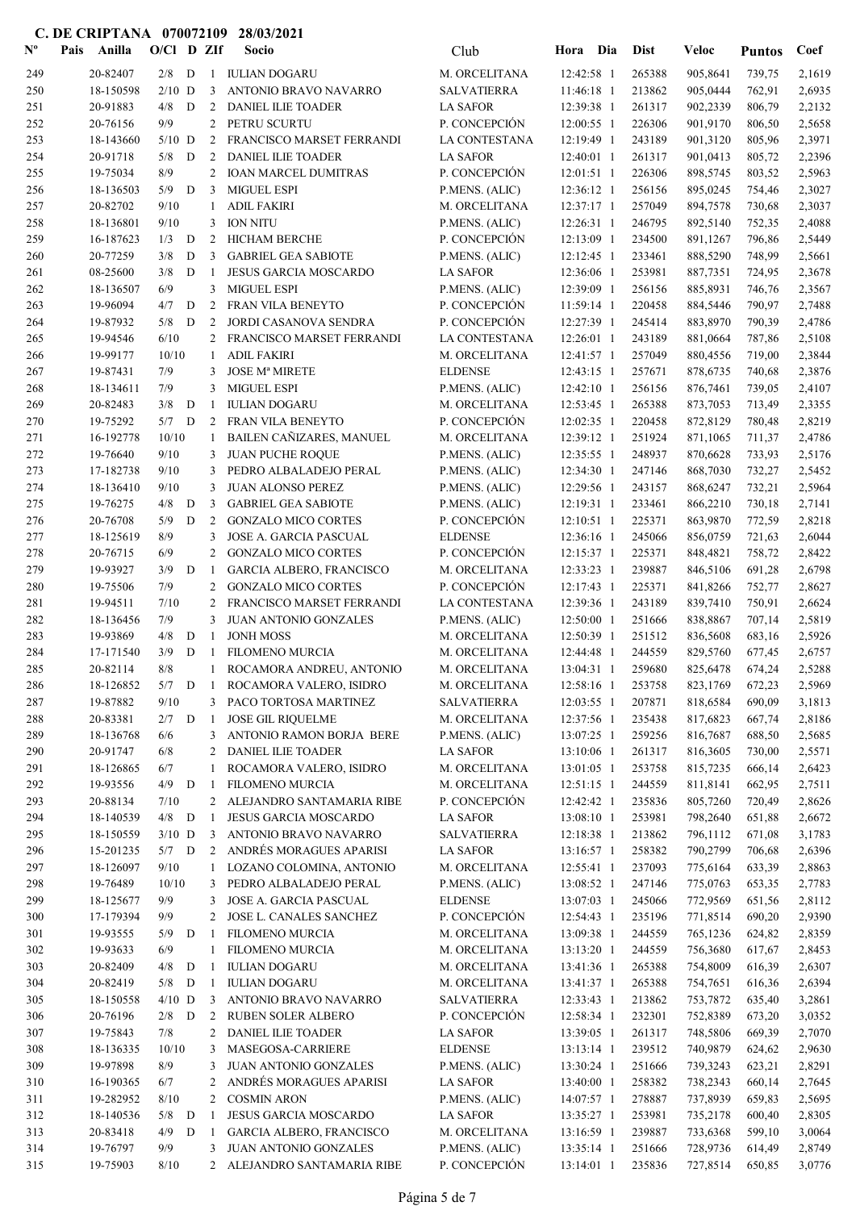# C. DE CRIPTANA 070072109 28/03/2021

| Nº | Pais | Anilla | O/Cl | D | ZIf | Socio | Club | Hora | Dia | Dist | Veloc | Puntos | Coef |
|---|---|---|---|---|---|---|---|---|---|---|---|---|---|
| 249 | | 20-82407 | 2/8 | D | 1 | IULIAN DOGARU | M. ORCELITANA | 12:42:58 | 1 | 265388 | 905,8641 | 739,75 | 2,1619 |
| 250 | | 18-150598 | 2/10 | D | 3 | ANTONIO BRAVO NAVARRO | SALVATIERRA | 11:46:18 | 1 | 213862 | 905,0444 | 762,91 | 2,6935 |
| 251 | | 20-91883 | 4/8 | D | 2 | DANIEL ILIE TOADER | LA SAFOR | 12:39:38 | 1 | 261317 | 902,2339 | 806,79 | 2,2132 |
| 252 | | 20-76156 | 9/9 | | 2 | PETRU SCURTU | P. CONCEPCIÓN | 12:00:55 | 1 | 226306 | 901,9170 | 806,50 | 2,5658 |
| 253 | | 18-143660 | 5/10 | D | 2 | FRANCISCO MARSET FERRANDI | LA CONTESTANA | 12:19:49 | 1 | 243189 | 901,3120 | 805,96 | 2,3971 |
| 254 | | 20-91718 | 5/8 | D | 2 | DANIEL ILIE TOADER | LA SAFOR | 12:40:01 | 1 | 261317 | 901,0413 | 805,72 | 2,2396 |
| 255 | | 19-75034 | 8/9 | | 2 | IOAN MARCEL DUMITRAS | P. CONCEPCIÓN | 12:01:51 | 1 | 226306 | 898,5745 | 803,52 | 2,5963 |
| 256 | | 18-136503 | 5/9 | D | 3 | MIGUEL ESPI | P.MENS. (ALIC) | 12:36:12 | 1 | 256156 | 895,0245 | 754,46 | 2,3027 |
| 257 | | 20-82702 | 9/10 | | 1 | ADIL FAKIRI | M. ORCELITANA | 12:37:17 | 1 | 257049 | 894,7578 | 730,68 | 2,3037 |
| 258 | | 18-136801 | 9/10 | | 3 | ION NITU | P.MENS. (ALIC) | 12:26:31 | 1 | 246795 | 892,5140 | 752,35 | 2,4088 |
| 259 | | 16-187623 | 1/3 | D | 2 | HICHAM BERCHE | P. CONCEPCIÓN | 12:13:09 | 1 | 234500 | 891,1267 | 796,86 | 2,5449 |
| 260 | | 20-77259 | 3/8 | D | 3 | GABRIEL GEA SABIOTE | P.MENS. (ALIC) | 12:12:45 | 1 | 233461 | 888,5290 | 748,99 | 2,5661 |
| 261 | | 08-25600 | 3/8 | D | 1 | JESUS GARCIA MOSCARDO | LA SAFOR | 12:36:06 | 1 | 253981 | 887,7351 | 724,95 | 2,3678 |
| 262 | | 18-136507 | 6/9 | | 3 | MIGUEL ESPI | P.MENS. (ALIC) | 12:39:09 | 1 | 256156 | 885,8931 | 746,76 | 2,3567 |
| 263 | | 19-96094 | 4/7 | D | 2 | FRAN VILA BENEYTO | P. CONCEPCIÓN | 11:59:14 | 1 | 220458 | 884,5446 | 790,97 | 2,7488 |
| 264 | | 19-87932 | 5/8 | D | 2 | JORDI CASANOVA SENDRA | P. CONCEPCIÓN | 12:27:39 | 1 | 245414 | 883,8970 | 790,39 | 2,4786 |
| 265 | | 19-94546 | 6/10 | | 2 | FRANCISCO MARSET FERRANDI | LA CONTESTANA | 12:26:01 | 1 | 243189 | 881,0664 | 787,86 | 2,5108 |
| 266 | | 19-99177 | 10/10 | | 1 | ADIL FAKIRI | M. ORCELITANA | 12:41:57 | 1 | 257049 | 880,4556 | 719,00 | 2,3844 |
| 267 | | 19-87431 | 7/9 | | 3 | JOSE Mª MIRETE | ELDENSE | 12:43:15 | 1 | 257671 | 878,6735 | 740,68 | 2,3876 |
| 268 | | 18-134611 | 7/9 | | 3 | MIGUEL ESPI | P.MENS. (ALIC) | 12:42:10 | 1 | 256156 | 876,7461 | 739,05 | 2,4107 |
| 269 | | 20-82483 | 3/8 | D | 1 | IULIAN DOGARU | M. ORCELITANA | 12:53:45 | 1 | 265388 | 873,7053 | 713,49 | 2,3355 |
| 270 | | 19-75292 | 5/7 | D | 2 | FRAN VILA BENEYTO | P. CONCEPCIÓN | 12:02:35 | 1 | 220458 | 872,8129 | 780,48 | 2,8219 |
| 271 | | 16-192778 | 10/10 | | 1 | BAILEN CAÑIZARES, MANUEL | M. ORCELITANA | 12:39:12 | 1 | 251924 | 871,1065 | 711,37 | 2,4786 |
| 272 | | 19-76640 | 9/10 | | 3 | JUAN PUCHE ROQUE | P.MENS. (ALIC) | 12:35:55 | 1 | 248937 | 870,6628 | 733,93 | 2,5176 |
| 273 | | 17-182738 | 9/10 | | 3 | PEDRO ALBALADEJO PERAL | P.MENS. (ALIC) | 12:34:30 | 1 | 247146 | 868,7030 | 732,27 | 2,5452 |
| 274 | | 18-136410 | 9/10 | | 3 | JUAN ALONSO PEREZ | P.MENS. (ALIC) | 12:29:56 | 1 | 243157 | 868,6247 | 732,21 | 2,5964 |
| 275 | | 19-76275 | 4/8 | D | 3 | GABRIEL GEA SABIOTE | P.MENS. (ALIC) | 12:19:31 | 1 | 233461 | 866,2210 | 730,18 | 2,7141 |
| 276 | | 20-76708 | 5/9 | D | 2 | GONZALO MICO CORTES | P. CONCEPCIÓN | 12:10:51 | 1 | 225371 | 863,9870 | 772,59 | 2,8218 |
| 277 | | 18-125619 | 8/9 | | 3 | JOSE A. GARCIA PASCUAL | ELDENSE | 12:36:16 | 1 | 245066 | 856,0759 | 721,63 | 2,6044 |
| 278 | | 20-76715 | 6/9 | | 2 | GONZALO MICO CORTES | P. CONCEPCIÓN | 12:15:37 | 1 | 225371 | 848,4821 | 758,72 | 2,8422 |
| 279 | | 19-93927 | 3/9 | D | 1 | GARCIA ALBERO, FRANCISCO | M. ORCELITANA | 12:33:23 | 1 | 239887 | 846,5106 | 691,28 | 2,6798 |
| 280 | | 19-75506 | 7/9 | | 2 | GONZALO MICO CORTES | P. CONCEPCIÓN | 12:17:43 | 1 | 225371 | 841,8266 | 752,77 | 2,8627 |
| 281 | | 19-94511 | 7/10 | | 2 | FRANCISCO MARSET FERRANDI | LA CONTESTANA | 12:39:36 | 1 | 243189 | 839,7410 | 750,91 | 2,6624 |
| 282 | | 18-136456 | 7/9 | | 3 | JUAN ANTONIO GONZALES | P.MENS. (ALIC) | 12:50:00 | 1 | 251666 | 838,8867 | 707,14 | 2,5819 |
| 283 | | 19-93869 | 4/8 | D | 1 | JONH MOSS | M. ORCELITANA | 12:50:39 | 1 | 251512 | 836,5608 | 683,16 | 2,5926 |
| 284 | | 17-171540 | 3/9 | D | 1 | FILOMENO MURCIA | M. ORCELITANA | 12:44:48 | 1 | 244559 | 829,5760 | 677,45 | 2,6757 |
| 285 | | 20-82114 | 8/8 | | 1 | ROCAMORA ANDREU, ANTONIO | M. ORCELITANA | 13:04:31 | 1 | 259680 | 825,6478 | 674,24 | 2,5288 |
| 286 | | 18-126852 | 5/7 | D | 1 | ROCAMORA VALERO, ISIDRO | M. ORCELITANA | 12:58:16 | 1 | 253758 | 823,1769 | 672,23 | 2,5969 |
| 287 | | 19-87882 | 9/10 | | 3 | PACO TORTOSA MARTINEZ | SALVATIERRA | 12:03:55 | 1 | 207871 | 818,6584 | 690,09 | 3,1813 |
| 288 | | 20-83381 | 2/7 | D | 1 | JOSE GIL RIQUELME | M. ORCELITANA | 12:37:56 | 1 | 235438 | 817,6823 | 667,74 | 2,8186 |
| 289 | | 18-136768 | 6/6 | | 3 | ANTONIO RAMON BORJA BERE | P.MENS. (ALIC) | 13:07:25 | 1 | 259256 | 816,7687 | 688,50 | 2,5685 |
| 290 | | 20-91747 | 6/8 | | 2 | DANIEL ILIE TOADER | LA SAFOR | 13:10:06 | 1 | 261317 | 816,3605 | 730,00 | 2,5571 |
| 291 | | 18-126865 | 6/7 | | 1 | ROCAMORA VALERO, ISIDRO | M. ORCELITANA | 13:01:05 | 1 | 253758 | 815,7235 | 666,14 | 2,6423 |
| 292 | | 19-93556 | 4/9 | D | 1 | FILOMENO MURCIA | M. ORCELITANA | 12:51:15 | 1 | 244559 | 811,8141 | 662,95 | 2,7511 |
| 293 | | 20-88134 | 7/10 | | 2 | ALEJANDRO SANTAMARIA RIBE | P. CONCEPCIÓN | 12:42:42 | 1 | 235836 | 805,7260 | 720,49 | 2,8626 |
| 294 | | 18-140539 | 4/8 | D | 1 | JESUS GARCIA MOSCARDO | LA SAFOR | 13:08:10 | 1 | 253981 | 798,2640 | 651,88 | 2,6672 |
| 295 | | 18-150559 | 3/10 | D | 3 | ANTONIO BRAVO NAVARRO | SALVATIERRA | 12:18:38 | 1 | 213862 | 796,1112 | 671,08 | 3,1783 |
| 296 | | 15-201235 | 5/7 | D | 2 | ANDRÉS MORAGUES APARISI | LA SAFOR | 13:16:57 | 1 | 258382 | 790,2799 | 706,68 | 2,6396 |
| 297 | | 18-126097 | 9/10 | | 1 | LOZANO COLOMINA, ANTONIO | M. ORCELITANA | 12:55:41 | 1 | 237093 | 775,6164 | 633,39 | 2,8863 |
| 298 | | 19-76489 | 10/10 | | 3 | PEDRO ALBALADEJO PERAL | P.MENS. (ALIC) | 13:08:52 | 1 | 247146 | 775,0763 | 653,35 | 2,7783 |
| 299 | | 18-125677 | 9/9 | | 3 | JOSE A. GARCIA PASCUAL | ELDENSE | 13:07:03 | 1 | 245066 | 772,9569 | 651,56 | 2,8112 |
| 300 | | 17-179394 | 9/9 | | 2 | JOSE L. CANALES SANCHEZ | P. CONCEPCIÓN | 12:54:43 | 1 | 235196 | 771,8514 | 690,20 | 2,9390 |
| 301 | | 19-93555 | 5/9 | D | 1 | FILOMENO MURCIA | M. ORCELITANA | 13:09:38 | 1 | 244559 | 765,1236 | 624,82 | 2,8359 |
| 302 | | 19-93633 | 6/9 | | 1 | FILOMENO MURCIA | M. ORCELITANA | 13:13:20 | 1 | 244559 | 756,3680 | 617,67 | 2,8453 |
| 303 | | 20-82409 | 4/8 | D | 1 | IULIAN DOGARU | M. ORCELITANA | 13:41:36 | 1 | 265388 | 754,8009 | 616,39 | 2,6307 |
| 304 | | 20-82419 | 5/8 | D | 1 | IULIAN DOGARU | M. ORCELITANA | 13:41:37 | 1 | 265388 | 754,7651 | 616,36 | 2,6394 |
| 305 | | 18-150558 | 4/10 | D | 3 | ANTONIO BRAVO NAVARRO | SALVATIERRA | 12:33:43 | 1 | 213862 | 753,7872 | 635,40 | 3,2861 |
| 306 | | 20-76196 | 2/8 | D | 2 | RUBEN SOLER ALBERO | P. CONCEPCIÓN | 12:58:34 | 1 | 232301 | 752,8389 | 673,20 | 3,0352 |
| 307 | | 19-75843 | 7/8 | | 2 | DANIEL ILIE TOADER | LA SAFOR | 13:39:05 | 1 | 261317 | 748,5806 | 669,39 | 2,7070 |
| 308 | | 18-136335 | 10/10 | | 3 | MASEGOSA-CARRIERE | ELDENSE | 13:13:14 | 1 | 239512 | 740,9879 | 624,62 | 2,9630 |
| 309 | | 19-97898 | 8/9 | | 3 | JUAN ANTONIO GONZALES | P.MENS. (ALIC) | 13:30:24 | 1 | 251666 | 739,3243 | 623,21 | 2,8291 |
| 310 | | 16-190365 | 6/7 | | 2 | ANDRÉS MORAGUES APARISI | LA SAFOR | 13:40:00 | 1 | 258382 | 738,2343 | 660,14 | 2,7645 |
| 311 | | 19-282952 | 8/10 | | 2 | COSMIN ARON | P.MENS. (ALIC) | 14:07:57 | 1 | 278887 | 737,8939 | 659,83 | 2,5695 |
| 312 | | 18-140536 | 5/8 | D | 1 | JESUS GARCIA MOSCARDO | LA SAFOR | 13:35:27 | 1 | 253981 | 735,2178 | 600,40 | 2,8305 |
| 313 | | 20-83418 | 4/9 | D | 1 | GARCIA ALBERO, FRANCISCO | M. ORCELITANA | 13:16:59 | 1 | 239887 | 733,6368 | 599,10 | 3,0064 |
| 314 | | 19-76797 | 9/9 | | 3 | JUAN ANTONIO GONZALES | P.MENS. (ALIC) | 13:35:14 | 1 | 251666 | 728,9736 | 614,49 | 2,8749 |
| 315 | | 19-75903 | 8/10 | | 2 | ALEJANDRO SANTAMARIA RIBE | P. CONCEPCIÓN | 13:14:01 | 1 | 235836 | 727,8514 | 650,85 | 3,0776 |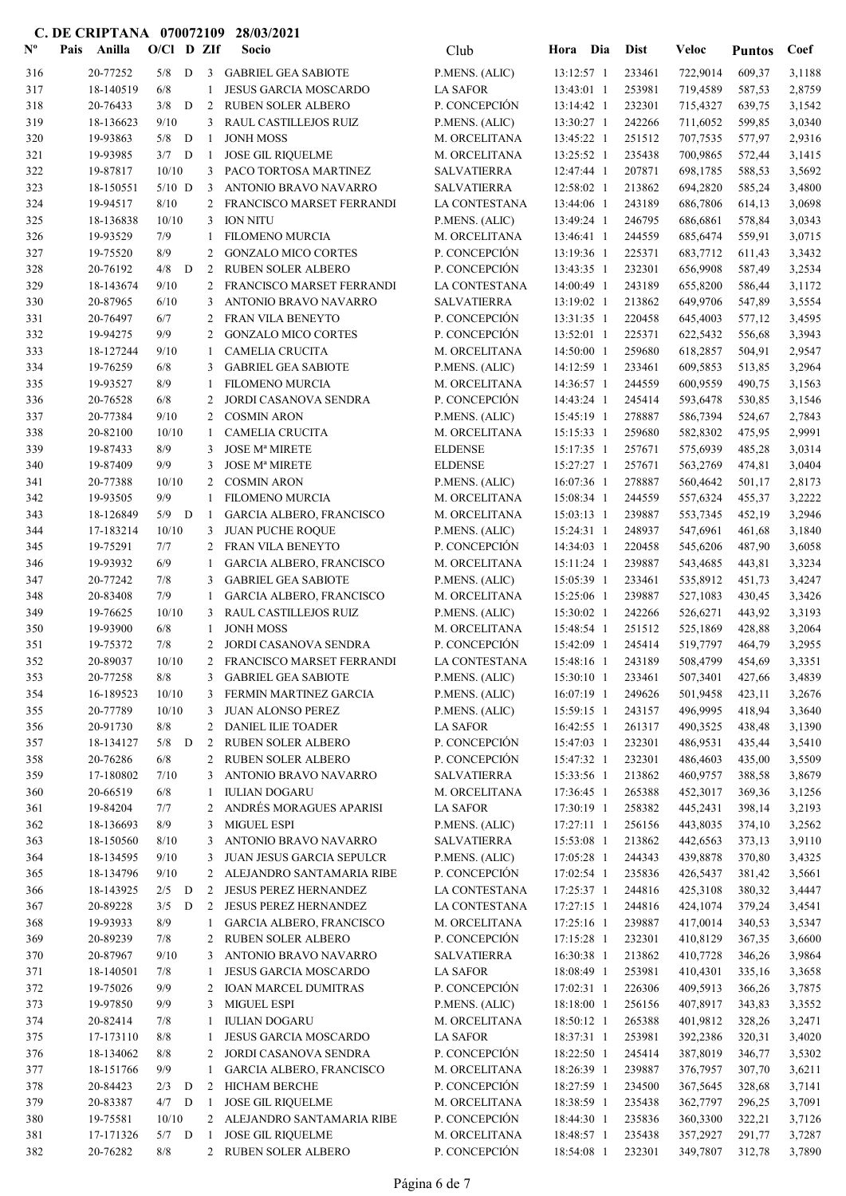# C. DE CRIPTANA 070072109 28/03/2021

| Nº | Pais | Anilla | O/Cl | D | ZIf | Socio | Club | Hora | Dia | Dist | Veloc | Puntos | Coef |
|---|---|---|---|---|---|---|---|---|---|---|---|---|---|
| 316 | | 20-77252 | 5/8 | D | 3 | GABRIEL GEA SABIOTE | P.MENS. (ALIC) | 13:12:57 | 1 | 233461 | 722,9014 | 609,37 | 3,1188 |
| 317 | | 18-140519 | 6/8 | | 1 | JESUS GARCIA MOSCARDO | LA SAFOR | 13:43:01 | 1 | 253981 | 719,4589 | 587,53 | 2,8759 |
| 318 | | 20-76433 | 3/8 | D | 2 | RUBEN SOLER ALBERO | P. CONCEPCIÓN | 13:14:42 | 1 | 232301 | 715,4327 | 639,75 | 3,1542 |
| 319 | | 18-136623 | 9/10 | | 3 | RAUL CASTILLEJOS RUIZ | P.MENS. (ALIC) | 13:30:27 | 1 | 242266 | 711,6052 | 599,85 | 3,0340 |
| 320 | | 19-93863 | 5/8 | D | 1 | JONH MOSS | M. ORCELITANA | 13:45:22 | 1 | 251512 | 707,7535 | 577,97 | 2,9316 |
| 321 | | 19-93985 | 3/7 | D | 1 | JOSE GIL RIQUELME | M. ORCELITANA | 13:25:52 | 1 | 235438 | 700,9865 | 572,44 | 3,1415 |
| 322 | | 19-87817 | 10/10 | | 3 | PACO TORTOSA MARTINEZ | SALVATIERRA | 12:47:44 | 1 | 207871 | 698,1785 | 588,53 | 3,5692 |
| 323 | | 18-150551 | 5/10 | D | 3 | ANTONIO BRAVO NAVARRO | SALVATIERRA | 12:58:02 | 1 | 213862 | 694,2820 | 585,24 | 3,4800 |
| 324 | | 19-94517 | 8/10 | | 2 | FRANCISCO MARSET FERRANDI | LA CONTESTANA | 13:44:06 | 1 | 243189 | 686,7806 | 614,13 | 3,0698 |
| 325 | | 18-136838 | 10/10 | | 3 | ION NITU | P.MENS. (ALIC) | 13:49:24 | 1 | 246795 | 686,6861 | 578,84 | 3,0343 |
| 326 | | 19-93529 | 7/9 | | 1 | FILOMENO MURCIA | M. ORCELITANA | 13:46:41 | 1 | 244559 | 685,6474 | 559,91 | 3,0715 |
| 327 | | 19-75520 | 8/9 | | 2 | GONZALO MICO CORTES | P. CONCEPCIÓN | 13:19:36 | 1 | 225371 | 683,7712 | 611,43 | 3,3432 |
| 328 | | 20-76192 | 4/8 | D | 2 | RUBEN SOLER ALBERO | P. CONCEPCIÓN | 13:43:35 | 1 | 232301 | 656,9908 | 587,49 | 3,2534 |
| 329 | | 18-143674 | 9/10 | | 2 | FRANCISCO MARSET FERRANDI | LA CONTESTANA | 14:00:49 | 1 | 243189 | 655,8200 | 586,44 | 3,1172 |
| 330 | | 20-87965 | 6/10 | | 3 | ANTONIO BRAVO NAVARRO | SALVATIERRA | 13:19:02 | 1 | 213862 | 649,9706 | 547,89 | 3,5554 |
| 331 | | 20-76497 | 6/7 | | 2 | FRAN VILA BENEYTO | P. CONCEPCIÓN | 13:31:35 | 1 | 220458 | 645,4003 | 577,12 | 3,4595 |
| 332 | | 19-94275 | 9/9 | | 2 | GONZALO MICO CORTES | P. CONCEPCIÓN | 13:52:01 | 1 | 225371 | 622,5432 | 556,68 | 3,3943 |
| 333 | | 18-127244 | 9/10 | | 1 | CAMELIA CRUCITA | M. ORCELITANA | 14:50:00 | 1 | 259680 | 618,2857 | 504,91 | 2,9547 |
| 334 | | 19-76259 | 6/8 | | 3 | GABRIEL GEA SABIOTE | P.MENS. (ALIC) | 14:12:59 | 1 | 233461 | 609,5853 | 513,85 | 3,2964 |
| 335 | | 19-93527 | 8/9 | | 1 | FILOMENO MURCIA | M. ORCELITANA | 14:36:57 | 1 | 244559 | 600,9559 | 490,75 | 3,1563 |
| 336 | | 20-76528 | 6/8 | | 2 | JORDI CASANOVA SENDRA | P. CONCEPCIÓN | 14:43:24 | 1 | 245414 | 593,6478 | 530,85 | 3,1546 |
| 337 | | 20-77384 | 9/10 | | 2 | COSMIN ARON | P.MENS. (ALIC) | 15:45:19 | 1 | 278887 | 586,7394 | 524,67 | 2,7843 |
| 338 | | 20-82100 | 10/10 | | 1 | CAMELIA CRUCITA | M. ORCELITANA | 15:15:33 | 1 | 259680 | 582,8302 | 475,95 | 2,9991 |
| 339 | | 19-87433 | 8/9 | | 3 | JOSE Mª MIRETE | ELDENSE | 15:17:35 | 1 | 257671 | 575,6939 | 485,28 | 3,0314 |
| 340 | | 19-87409 | 9/9 | | 3 | JOSE Mª MIRETE | ELDENSE | 15:27:27 | 1 | 257671 | 563,2769 | 474,81 | 3,0404 |
| 341 | | 20-77388 | 10/10 | | 2 | COSMIN ARON | P.MENS. (ALIC) | 16:07:36 | 1 | 278887 | 560,4642 | 501,17 | 2,8173 |
| 342 | | 19-93505 | 9/9 | | 1 | FILOMENO MURCIA | M. ORCELITANA | 15:08:34 | 1 | 244559 | 557,6324 | 455,37 | 3,2222 |
| 343 | | 18-126849 | 5/9 | D | 1 | GARCIA ALBERO, FRANCISCO | M. ORCELITANA | 15:03:13 | 1 | 239887 | 553,7345 | 452,19 | 3,2946 |
| 344 | | 17-183214 | 10/10 | | 3 | JUAN PUCHE ROQUE | P.MENS. (ALIC) | 15:24:31 | 1 | 248937 | 547,6961 | 461,68 | 3,1840 |
| 345 | | 19-75291 | 7/7 | | 2 | FRAN VILA BENEYTO | P. CONCEPCIÓN | 14:34:03 | 1 | 220458 | 545,6206 | 487,90 | 3,6058 |
| 346 | | 19-93932 | 6/9 | | 1 | GARCIA ALBERO, FRANCISCO | M. ORCELITANA | 15:11:24 | 1 | 239887 | 543,4685 | 443,81 | 3,3234 |
| 347 | | 20-77242 | 7/8 | | 3 | GABRIEL GEA SABIOTE | P.MENS. (ALIC) | 15:05:39 | 1 | 233461 | 535,8912 | 451,73 | 3,4247 |
| 348 | | 20-83408 | 7/9 | | 1 | GARCIA ALBERO, FRANCISCO | M. ORCELITANA | 15:25:06 | 1 | 239887 | 527,1083 | 430,45 | 3,3426 |
| 349 | | 19-76625 | 10/10 | | 3 | RAUL CASTILLEJOS RUIZ | P.MENS. (ALIC) | 15:30:02 | 1 | 242266 | 526,6271 | 443,92 | 3,3193 |
| 350 | | 19-93900 | 6/8 | | 1 | JONH MOSS | M. ORCELITANA | 15:48:54 | 1 | 251512 | 525,1869 | 428,88 | 3,2064 |
| 351 | | 19-75372 | 7/8 | | 2 | JORDI CASANOVA SENDRA | P. CONCEPCIÓN | 15:42:09 | 1 | 245414 | 519,7797 | 464,79 | 3,2955 |
| 352 | | 20-89037 | 10/10 | | 2 | FRANCISCO MARSET FERRANDI | LA CONTESTANA | 15:48:16 | 1 | 243189 | 508,4799 | 454,69 | 3,3351 |
| 353 | | 20-77258 | 8/8 | | 3 | GABRIEL GEA SABIOTE | P.MENS. (ALIC) | 15:30:10 | 1 | 233461 | 507,3401 | 427,66 | 3,4839 |
| 354 | | 16-189523 | 10/10 | | 3 | FERMIN MARTINEZ GARCIA | P.MENS. (ALIC) | 16:07:19 | 1 | 249626 | 501,9458 | 423,11 | 3,2676 |
| 355 | | 20-77789 | 10/10 | | 3 | JUAN ALONSO PEREZ | P.MENS. (ALIC) | 15:59:15 | 1 | 243157 | 496,9995 | 418,94 | 3,3640 |
| 356 | | 20-91730 | 8/8 | | 2 | DANIEL ILIE TOADER | LA SAFOR | 16:42:55 | 1 | 261317 | 490,3525 | 438,48 | 3,1390 |
| 357 | | 18-134127 | 5/8 | D | 2 | RUBEN SOLER ALBERO | P. CONCEPCIÓN | 15:47:03 | 1 | 232301 | 486,9531 | 435,44 | 3,5410 |
| 358 | | 20-76286 | 6/8 | | 2 | RUBEN SOLER ALBERO | P. CONCEPCIÓN | 15:47:32 | 1 | 232301 | 486,4603 | 435,00 | 3,5509 |
| 359 | | 17-180802 | 7/10 | | 3 | ANTONIO BRAVO NAVARRO | SALVATIERRA | 15:33:56 | 1 | 213862 | 460,9757 | 388,58 | 3,8679 |
| 360 | | 20-66519 | 6/8 | | 1 | IULIAN DOGARU | M. ORCELITANA | 17:36:45 | 1 | 265388 | 452,3017 | 369,36 | 3,1256 |
| 361 | | 19-84204 | 7/7 | | 2 | ANDRÉS MORAGUES APARISI | LA SAFOR | 17:30:19 | 1 | 258382 | 445,2431 | 398,14 | 3,2193 |
| 362 | | 18-136693 | 8/9 | | 3 | MIGUEL ESPI | P.MENS. (ALIC) | 17:27:11 | 1 | 256156 | 443,8035 | 374,10 | 3,2562 |
| 363 | | 18-150560 | 8/10 | | 3 | ANTONIO BRAVO NAVARRO | SALVATIERRA | 15:53:08 | 1 | 213862 | 442,6563 | 373,13 | 3,9110 |
| 364 | | 18-134595 | 9/10 | | 3 | JUAN JESUS GARCIA SEPULCR | P.MENS. (ALIC) | 17:05:28 | 1 | 244343 | 439,8878 | 370,80 | 3,4325 |
| 365 | | 18-134796 | 9/10 | | 2 | ALEJANDRO SANTAMARIA RIBE | P. CONCEPCIÓN | 17:02:54 | 1 | 235836 | 426,5437 | 381,42 | 3,5661 |
| 366 | | 18-143925 | 2/5 | D | 2 | JESUS PEREZ HERNANDEZ | LA CONTESTANA | 17:25:37 | 1 | 244816 | 425,3108 | 380,32 | 3,4447 |
| 367 | | 20-89228 | 3/5 | D | 2 | JESUS PEREZ HERNANDEZ | LA CONTESTANA | 17:27:15 | 1 | 244816 | 424,1074 | 379,24 | 3,4541 |
| 368 | | 19-93933 | 8/9 | | 1 | GARCIA ALBERO, FRANCISCO | M. ORCELITANA | 17:25:16 | 1 | 239887 | 417,0014 | 340,53 | 3,5347 |
| 369 | | 20-89239 | 7/8 | | 2 | RUBEN SOLER ALBERO | P. CONCEPCIÓN | 17:15:28 | 1 | 232301 | 410,8129 | 367,35 | 3,6600 |
| 370 | | 20-87967 | 9/10 | | 3 | ANTONIO BRAVO NAVARRO | SALVATIERRA | 16:30:38 | 1 | 213862 | 410,7728 | 346,26 | 3,9864 |
| 371 | | 18-140501 | 7/8 | | 1 | JESUS GARCIA MOSCARDO | LA SAFOR | 18:08:49 | 1 | 253981 | 410,4301 | 335,16 | 3,3658 |
| 372 | | 19-75026 | 9/9 | | 2 | IOAN MARCEL DUMITRAS | P. CONCEPCIÓN | 17:02:31 | 1 | 226306 | 409,5913 | 366,26 | 3,7875 |
| 373 | | 19-97850 | 9/9 | | 3 | MIGUEL ESPI | P.MENS. (ALIC) | 18:18:00 | 1 | 256156 | 407,8917 | 343,83 | 3,3552 |
| 374 | | 20-82414 | 7/8 | | 1 | IULIAN DOGARU | M. ORCELITANA | 18:50:12 | 1 | 265388 | 401,9812 | 328,26 | 3,2471 |
| 375 | | 17-173110 | 8/8 | | 1 | JESUS GARCIA MOSCARDO | LA SAFOR | 18:37:31 | 1 | 253981 | 392,2386 | 320,31 | 3,4020 |
| 376 | | 18-134062 | 8/8 | | 2 | JORDI CASANOVA SENDRA | P. CONCEPCIÓN | 18:22:50 | 1 | 245414 | 387,8019 | 346,77 | 3,5302 |
| 377 | | 18-151766 | 9/9 | | 1 | GARCIA ALBERO, FRANCISCO | M. ORCELITANA | 18:26:39 | 1 | 239887 | 376,7957 | 307,70 | 3,6211 |
| 378 | | 20-84423 | 2/3 | D | 2 | HICHAM BERCHE | P. CONCEPCIÓN | 18:27:59 | 1 | 234500 | 367,5645 | 328,68 | 3,7141 |
| 379 | | 20-83387 | 4/7 | D | 1 | JOSE GIL RIQUELME | M. ORCELITANA | 18:38:59 | 1 | 235438 | 362,7797 | 296,25 | 3,7091 |
| 380 | | 19-75581 | 10/10 | | 2 | ALEJANDRO SANTAMARIA RIBE | P. CONCEPCIÓN | 18:44:30 | 1 | 235836 | 360,3300 | 322,21 | 3,7126 |
| 381 | | 17-171326 | 5/7 | D | 1 | JOSE GIL RIQUELME | M. ORCELITANA | 18:48:57 | 1 | 235438 | 357,2927 | 291,77 | 3,7287 |
| 382 | | 20-76282 | 8/8 | | 2 | RUBEN SOLER ALBERO | P. CONCEPCIÓN | 18:54:08 | 1 | 232301 | 349,7807 | 312,78 | 3,7890 |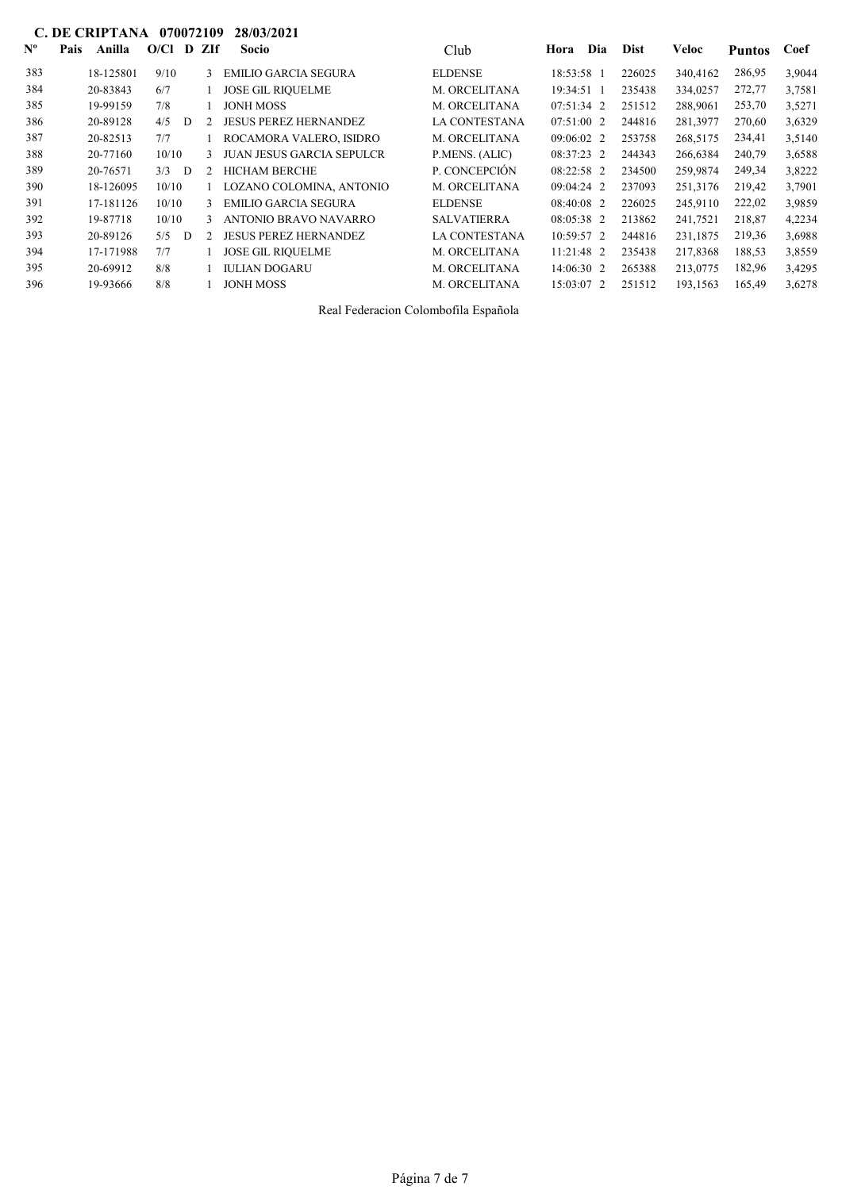**C. DE CRIPTANA 070072109 28/03/2021**

| Nº | Pais | Anilla | O/Cl | D | ZIf | Socio | Club | Hora | Dia | Dist | Veloc | Puntos | Coef |
|---|---|---|---|---|---|---|---|---|---|---|---|---|---|
| 383 | | 18-125801 | 9/10 | | 3 | EMILIO GARCIA SEGURA | ELDENSE | 18:53:58 | 1 | 226025 | 340,4162 | 286,95 | 3,9044 |
| 384 | | 20-83843 | 6/7 | | 1 | JOSE GIL RIQUELME | M. ORCELITANA | 19:34:51 | 1 | 235438 | 334,0257 | 272,77 | 3,7581 |
| 385 | | 19-99159 | 7/8 | | 1 | JONH MOSS | M. ORCELITANA | 07:51:34 | 2 | 251512 | 288,9061 | 253,70 | 3,5271 |
| 386 | | 20-89128 | 4/5 | D | 2 | JESUS PEREZ HERNANDEZ | LA CONTESTANA | 07:51:00 | 2 | 244816 | 281,3977 | 270,60 | 3,6329 |
| 387 | | 20-82513 | 7/7 | | 1 | ROCAMORA VALERO, ISIDRO | M. ORCELITANA | 09:06:02 | 2 | 253758 | 268,5175 | 234,41 | 3,5140 |
| 388 | | 20-77160 | 10/10 | | 3 | JUAN JESUS GARCIA SEPULCR | P.MENS. (ALIC) | 08:37:23 | 2 | 244343 | 266,6384 | 240,79 | 3,6588 |
| 389 | | 20-76571 | 3/3 | D | 2 | HICHAM BERCHE | P. CONCEPCIÓN | 08:22:58 | 2 | 234500 | 259,9874 | 249,34 | 3,8222 |
| 390 | | 18-126095 | 10/10 | | 1 | LOZANO COLOMINA, ANTONIO | M. ORCELITANA | 09:04:24 | 2 | 237093 | 251,3176 | 219,42 | 3,7901 |
| 391 | | 17-181126 | 10/10 | | 3 | EMILIO GARCIA SEGURA | ELDENSE | 08:40:08 | 2 | 226025 | 245,9110 | 222,02 | 3,9859 |
| 392 | | 19-87718 | 10/10 | | 3 | ANTONIO BRAVO NAVARRO | SALVATIERRA | 08:05:38 | 2 | 213862 | 241,7521 | 218,87 | 4,2234 |
| 393 | | 20-89126 | 5/5 | D | 2 | JESUS PEREZ HERNANDEZ | LA CONTESTANA | 10:59:57 | 2 | 244816 | 231,1875 | 219,36 | 3,6988 |
| 394 | | 17-171988 | 7/7 | | 1 | JOSE GIL RIQUELME | M. ORCELITANA | 11:21:48 | 2 | 235438 | 217,8368 | 188,53 | 3,8559 |
| 395 | | 20-69912 | 8/8 | | 1 | IULIAN DOGARU | M. ORCELITANA | 14:06:30 | 2 | 265388 | 213,0775 | 182,96 | 3,4295 |
| 396 | | 19-93666 | 8/8 | | 1 | JONH MOSS | M. ORCELITANA | 15:03:07 | 2 | 251512 | 193,1563 | 165,49 | 3,6278 |

Real Federacion Colombofila Española